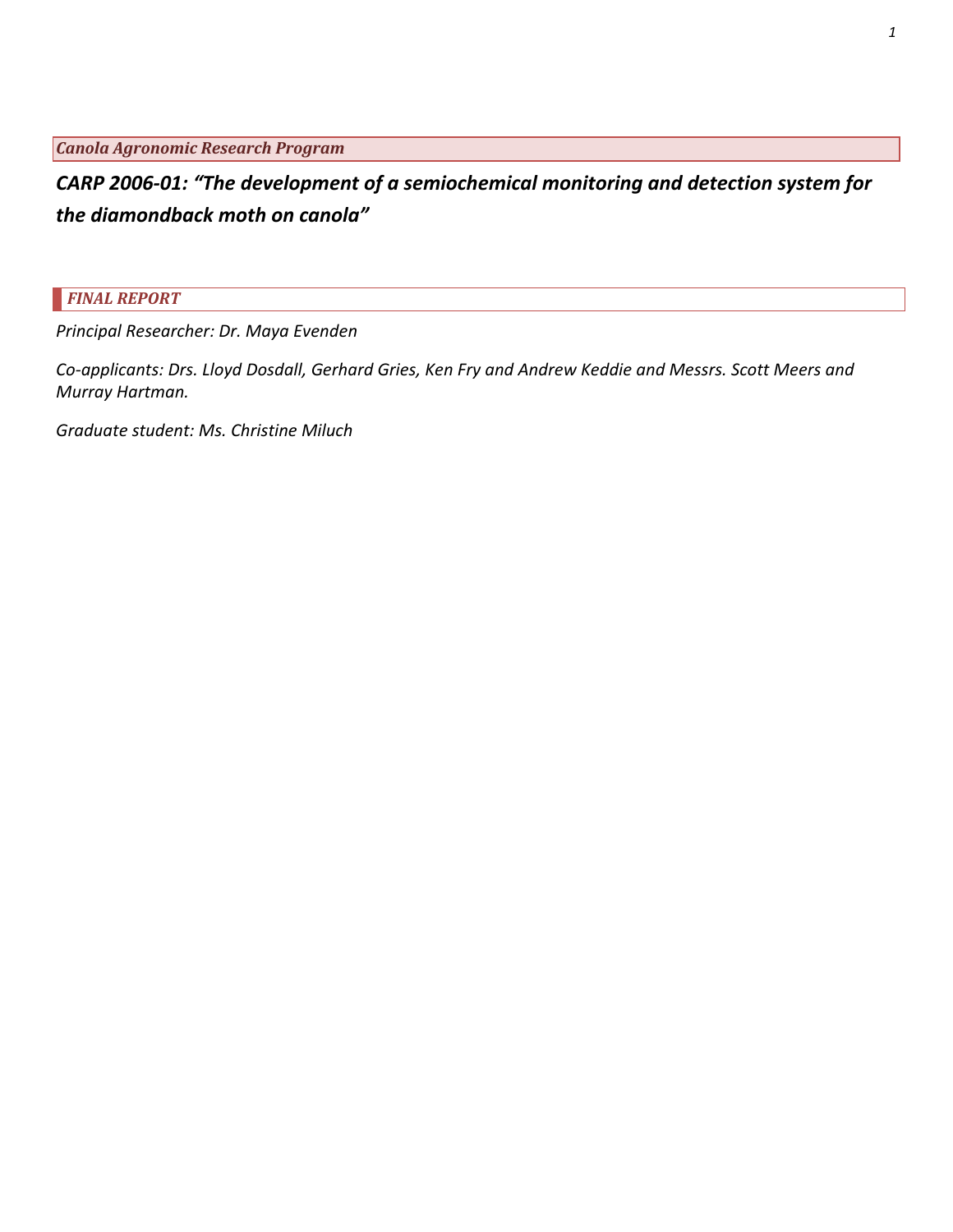*Canola Agronomic Research Program*

# *CARP 2006-01: "The development of a semiochemical monitoring and detection system for the diamondback moth on canola"*

## *FINAL REPORT*

*Principal Researcher: Dr. Maya Evenden*

*Co-applicants: Drs. Lloyd Dosdall, Gerhard Gries, Ken Fry and Andrew Keddie and Messrs. Scott Meers and Murray Hartman.*

*Graduate student: Ms. Christine Miluch*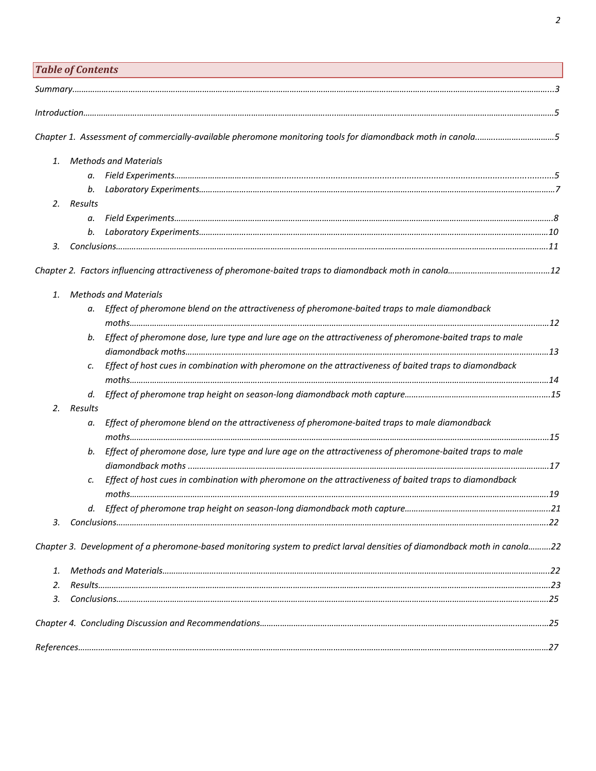## *Table of Contents*

*Summary*............3

*Introduction*............5

*Chapter 1. Assessment of commercially-available pheromone monitoring tools for diamondback moth in canola*............5

1. *Methods and Materials*
   a. *Field Experiments*............5
   b. *Laboratory Experiments*............7
2. *Results*
   a. *Field Experiments*............8
   b. *Laboratory Experiments*............10
3. *Conclusions*............11

*Chapter 2. Factors influencing attractiveness of pheromone-baited traps to diamondback moth in canola*............12

1. *Methods and Materials*
   a. *Effect of pheromone blend on the attractiveness of pheromone-baited traps to male diamondback moths*............12
   b. *Effect of pheromone dose, lure type and lure age on the attractiveness of pheromone-baited traps to male diamondback moths*............13
   c. *Effect of host cues in combination with pheromone on the attractiveness of baited traps to diamondback moths*............14
   d. *Effect of pheromone trap height on season-long diamondback moth capture*............15
2. *Results*
   a. *Effect of pheromone blend on the attractiveness of pheromone-baited traps to male diamondback moths*............15
   b. *Effect of pheromone dose, lure type and lure age on the attractiveness of pheromone-baited traps to male diamondback moths*............17
   c. *Effect of host cues in combination with pheromone on the attractiveness of baited traps to diamondback moths*............19
   d. *Effect of pheromone trap height on season-long diamondback moth capture*............21
3. *Conclusions*............22

*Chapter 3. Development of a pheromone-based monitoring system to predict larval densities of diamondback moth in canola*............22

1. *Methods and Materials*............22
2. *Results*............23
3. *Conclusions*............25

*Chapter 4. Concluding Discussion and Recommendations*............25

*References*............27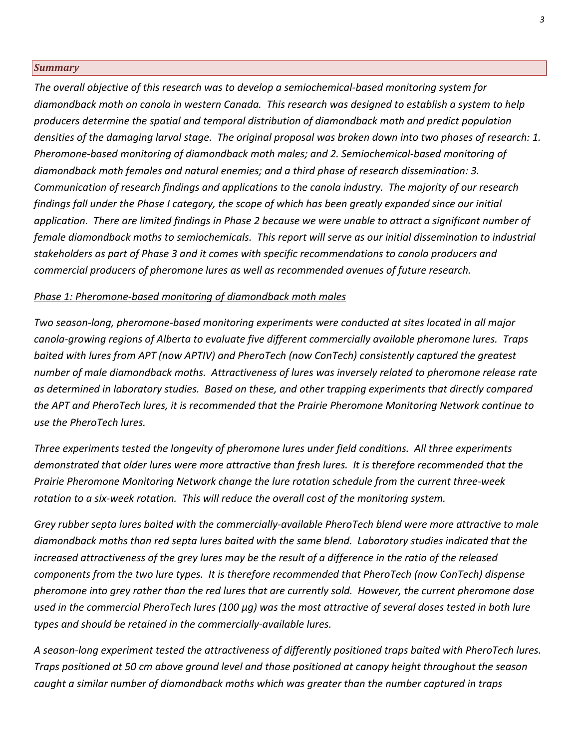## *Summary*

*The overall objective of this research was to develop a semiochemical-based monitoring system for diamondback moth on canola in western Canada. This research was designed to establish a system to help producers determine the spatial and temporal distribution of diamondback moth and predict population densities of the damaging larval stage. The original proposal was broken down into two phases of research: 1. Pheromone-based monitoring of diamondback moth males; and 2. Semiochemical-based monitoring of diamondback moth females and natural enemies; and a third phase of research dissemination: 3. Communication of research findings and applications to the canola industry. The majority of our research findings fall under the Phase I category, the scope of which has been greatly expanded since our initial application. There are limited findings in Phase 2 because we were unable to attract a significant number of female diamondback moths to semiochemicals. This report will serve as our initial dissemination to industrial stakeholders as part of Phase 3 and it comes with specific recommendations to canola producers and commercial producers of pheromone lures as well as recommended avenues of future research.*

*Phase 1: Pheromone-based monitoring of diamondback moth males*

*Two season-long, pheromone-based monitoring experiments were conducted at sites located in all major canola-growing regions of Alberta to evaluate five different commercially available pheromone lures. Traps baited with lures from APT (now APTIV) and PheroTech (now ConTech) consistently captured the greatest number of male diamondback moths. Attractiveness of lures was inversely related to pheromone release rate as determined in laboratory studies. Based on these, and other trapping experiments that directly compared the APT and PheroTech lures, it is recommended that the Prairie Pheromone Monitoring Network continue to use the PheroTech lures.*

*Three experiments tested the longevity of pheromone lures under field conditions. All three experiments demonstrated that older lures were more attractive than fresh lures. It is therefore recommended that the Prairie Pheromone Monitoring Network change the lure rotation schedule from the current three-week rotation to a six-week rotation. This will reduce the overall cost of the monitoring system.*

*Grey rubber septa lures baited with the commercially-available PheroTech blend were more attractive to male diamondback moths than red septa lures baited with the same blend. Laboratory studies indicated that the increased attractiveness of the grey lures may be the result of a difference in the ratio of the released components from the two lure types. It is therefore recommended that PheroTech (now ConTech) dispense pheromone into grey rather than the red lures that are currently sold. However, the current pheromone dose used in the commercial PheroTech lures (100 µg) was the most attractive of several doses tested in both lure types and should be retained in the commercially-available lures.*

*A season-long experiment tested the attractiveness of differently positioned traps baited with PheroTech lures. Traps positioned at 50 cm above ground level and those positioned at canopy height throughout the season caught a similar number of diamondback moths which was greater than the number captured in traps*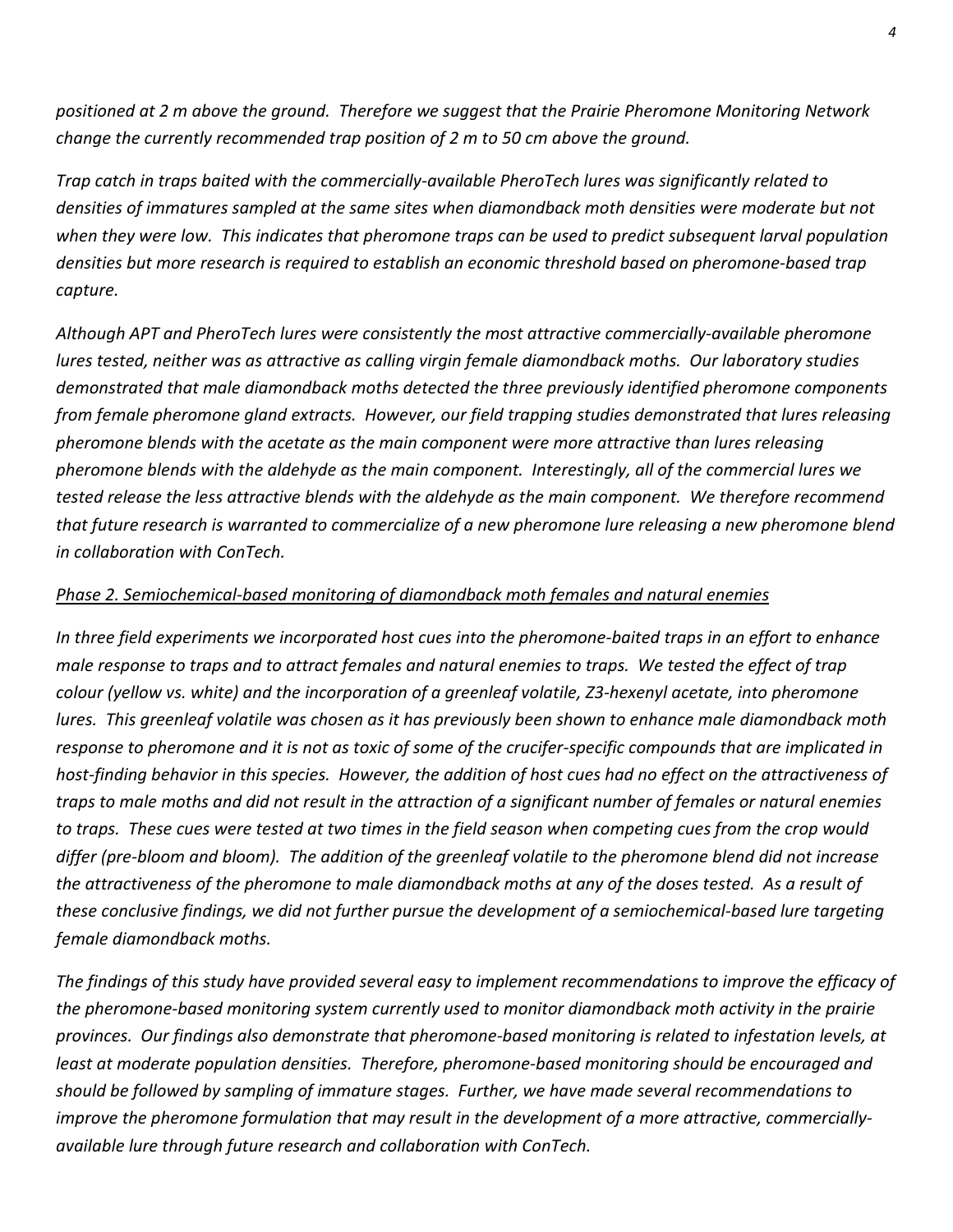*positioned at 2 m above the ground. Therefore we suggest that the Prairie Pheromone Monitoring Network change the currently recommended trap position of 2 m to 50 cm above the ground.*

*Trap catch in traps baited with the commercially-available PheroTech lures was significantly related to densities of immatures sampled at the same sites when diamondback moth densities were moderate but not when they were low. This indicates that pheromone traps can be used to predict subsequent larval population densities but more research is required to establish an economic threshold based on pheromone-based trap capture.*

*Although APT and PheroTech lures were consistently the most attractive commercially-available pheromone lures tested, neither was as attractive as calling virgin female diamondback moths. Our laboratory studies demonstrated that male diamondback moths detected the three previously identified pheromone components from female pheromone gland extracts. However, our field trapping studies demonstrated that lures releasing pheromone blends with the acetate as the main component were more attractive than lures releasing pheromone blends with the aldehyde as the main component. Interestingly, all of the commercial lures we tested release the less attractive blends with the aldehyde as the main component. We therefore recommend that future research is warranted to commercialize of a new pheromone lure releasing a new pheromone blend in collaboration with ConTech.*

*Phase 2. Semiochemical-based monitoring of diamondback moth females and natural enemies*

*In three field experiments we incorporated host cues into the pheromone-baited traps in an effort to enhance male response to traps and to attract females and natural enemies to traps. We tested the effect of trap colour (yellow vs. white) and the incorporation of a greenleaf volatile, Z3-hexenyl acetate, into pheromone lures. This greenleaf volatile was chosen as it has previously been shown to enhance male diamondback moth response to pheromone and it is not as toxic of some of the crucifer-specific compounds that are implicated in host-finding behavior in this species. However, the addition of host cues had no effect on the attractiveness of traps to male moths and did not result in the attraction of a significant number of females or natural enemies to traps. These cues were tested at two times in the field season when competing cues from the crop would differ (pre-bloom and bloom). The addition of the greenleaf volatile to the pheromone blend did not increase the attractiveness of the pheromone to male diamondback moths at any of the doses tested. As a result of these conclusive findings, we did not further pursue the development of a semiochemical-based lure targeting female diamondback moths.*

*The findings of this study have provided several easy to implement recommendations to improve the efficacy of the pheromone-based monitoring system currently used to monitor diamondback moth activity in the prairie provinces. Our findings also demonstrate that pheromone-based monitoring is related to infestation levels, at least at moderate population densities. Therefore, pheromone-based monitoring should be encouraged and should be followed by sampling of immature stages. Further, we have made several recommendations to improve the pheromone formulation that may result in the development of a more attractive, commercially-available lure through future research and collaboration with ConTech.*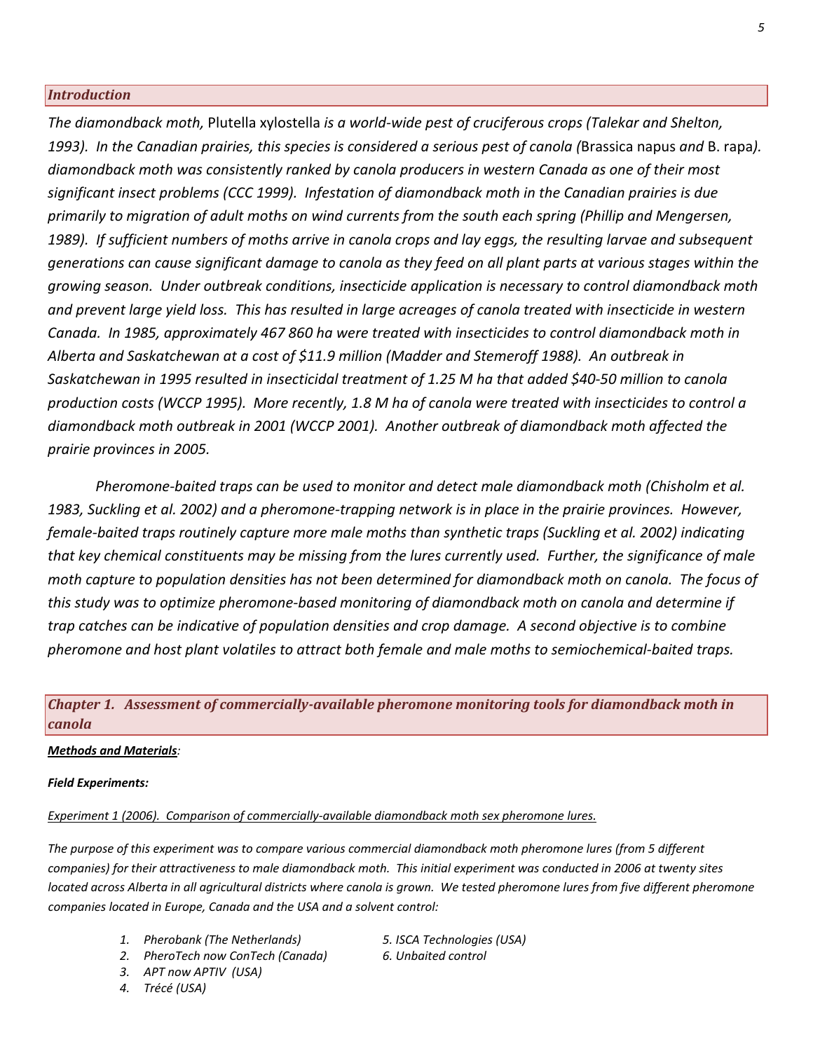## *Introduction*

*The diamondback moth,* Plutella xylostella *is a world-wide pest of cruciferous crops (Talekar and Shelton, 1993). In the Canadian prairies, this species is considered a serious pest of canola (*Brassica napus *and* B. rapa*). diamondback moth was consistently ranked by canola producers in western Canada as one of their most significant insect problems (CCC 1999). Infestation of diamondback moth in the Canadian prairies is due primarily to migration of adult moths on wind currents from the south each spring (Phillip and Mengersen, 1989). If sufficient numbers of moths arrive in canola crops and lay eggs, the resulting larvae and subsequent generations can cause significant damage to canola as they feed on all plant parts at various stages within the growing season. Under outbreak conditions, insecticide application is necessary to control diamondback moth and prevent large yield loss. This has resulted in large acreages of canola treated with insecticide in western Canada. In 1985, approximately 467 860 ha were treated with insecticides to control diamondback moth in Alberta and Saskatchewan at a cost of $11.9 million (Madder and Stemeroff 1988). An outbreak in Saskatchewan in 1995 resulted in insecticidal treatment of 1.25 M ha that added $40-50 million to canola production costs (WCCP 1995). More recently, 1.8 M ha of canola were treated with insecticides to control a diamondback moth outbreak in 2001 (WCCP 2001). Another outbreak of diamondback moth affected the prairie provinces in 2005.*

*Pheromone-baited traps can be used to monitor and detect male diamondback moth (Chisholm et al. 1983, Suckling et al. 2002) and a pheromone-trapping network is in place in the prairie provinces. However, female-baited traps routinely capture more male moths than synthetic traps (Suckling et al. 2002) indicating that key chemical constituents may be missing from the lures currently used. Further, the significance of male moth capture to population densities has not been determined for diamondback moth on canola. The focus of this study was to optimize pheromone-based monitoring of diamondback moth on canola and determine if trap catches can be indicative of population densities and crop damage. A second objective is to combine pheromone and host plant volatiles to attract both female and male moths to semiochemical-baited traps.*

## *Chapter 1. Assessment of commercially-available pheromone monitoring tools for diamondback moth in canola*

***Methods and Materials**:*

***Field Experiments:***

*Experiment 1 (2006). Comparison of commercially-available diamondback moth sex pheromone lures.*

*The purpose of this experiment was to compare various commercial diamondback moth pheromone lures (from 5 different companies) for their attractiveness to male diamondback moth. This initial experiment was conducted in 2006 at twenty sites located across Alberta in all agricultural districts where canola is grown. We tested pheromone lures from five different pheromone companies located in Europe, Canada and the USA and a solvent control:*

1. *Pherobank (The Netherlands)*
2. *PheroTech now ConTech (Canada)*
3. *APT now APTIV (USA)*
4. *Trécé (USA)*
5. *ISCA Technologies (USA)*
6. *Unbaited control*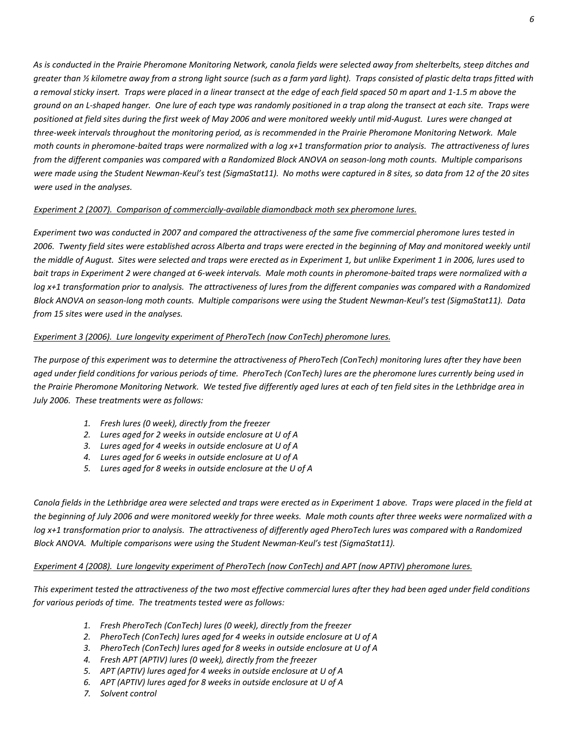*As is conducted in the Prairie Pheromone Monitoring Network, canola fields were selected away from shelterbelts, steep ditches and greater than ½ kilometre away from a strong light source (such as a farm yard light). Traps consisted of plastic delta traps fitted with a removal sticky insert. Traps were placed in a linear transect at the edge of each field spaced 50 m apart and 1-1.5 m above the ground on an L-shaped hanger. One lure of each type was randomly positioned in a trap along the transect at each site. Traps were positioned at field sites during the first week of May 2006 and were monitored weekly until mid-August. Lures were changed at three-week intervals throughout the monitoring period, as is recommended in the Prairie Pheromone Monitoring Network. Male moth counts in pheromone-baited traps were normalized with a log x+1 transformation prior to analysis. The attractiveness of lures from the different companies was compared with a Randomized Block ANOVA on season-long moth counts. Multiple comparisons were made using the Student Newman-Keul's test (SigmaStat11). No moths were captured in 8 sites, so data from 12 of the 20 sites were used in the analyses.*

*Experiment 2 (2007). Comparison of commercially-available diamondback moth sex pheromone lures.*

*Experiment two was conducted in 2007 and compared the attractiveness of the same five commercial pheromone lures tested in 2006. Twenty field sites were established across Alberta and traps were erected in the beginning of May and monitored weekly until the middle of August. Sites were selected and traps were erected as in Experiment 1, but unlike Experiment 1 in 2006, lures used to bait traps in Experiment 2 were changed at 6-week intervals. Male moth counts in pheromone-baited traps were normalized with a log x+1 transformation prior to analysis. The attractiveness of lures from the different companies was compared with a Randomized Block ANOVA on season-long moth counts. Multiple comparisons were using the Student Newman-Keul's test (SigmaStat11). Data from 15 sites were used in the analyses.*

*Experiment 3 (2006). Lure longevity experiment of PheroTech (now ConTech) pheromone lures.*

*The purpose of this experiment was to determine the attractiveness of PheroTech (ConTech) monitoring lures after they have been aged under field conditions for various periods of time. PheroTech (ConTech) lures are the pheromone lures currently being used in the Prairie Pheromone Monitoring Network. We tested five differently aged lures at each of ten field sites in the Lethbridge area in July 2006. These treatments were as follows:*

1. *Fresh lures (0 week), directly from the freezer*
2. *Lures aged for 2 weeks in outside enclosure at U of A*
3. *Lures aged for 4 weeks in outside enclosure at U of A*
4. *Lures aged for 6 weeks in outside enclosure at U of A*
5. *Lures aged for 8 weeks in outside enclosure at the U of A*

*Canola fields in the Lethbridge area were selected and traps were erected as in Experiment 1 above. Traps were placed in the field at the beginning of July 2006 and were monitored weekly for three weeks. Male moth counts after three weeks were normalized with a log x+1 transformation prior to analysis. The attractiveness of differently aged PheroTech lures was compared with a Randomized Block ANOVA. Multiple comparisons were using the Student Newman-Keul's test (SigmaStat11).*

*Experiment 4 (2008). Lure longevity experiment of PheroTech (now ConTech) and APT (now APTIV) pheromone lures.*

*This experiment tested the attractiveness of the two most effective commercial lures after they had been aged under field conditions for various periods of time. The treatments tested were as follows:*

1. *Fresh PheroTech (ConTech) lures (0 week), directly from the freezer*
2. *PheroTech (ConTech) lures aged for 4 weeks in outside enclosure at U of A*
3. *PheroTech (ConTech) lures aged for 8 weeks in outside enclosure at U of A*
4. *Fresh APT (APTIV) lures (0 week), directly from the freezer*
5. *APT (APTIV) lures aged for 4 weeks in outside enclosure at U of A*
6. *APT (APTIV) lures aged for 8 weeks in outside enclosure at U of A*
7. *Solvent control*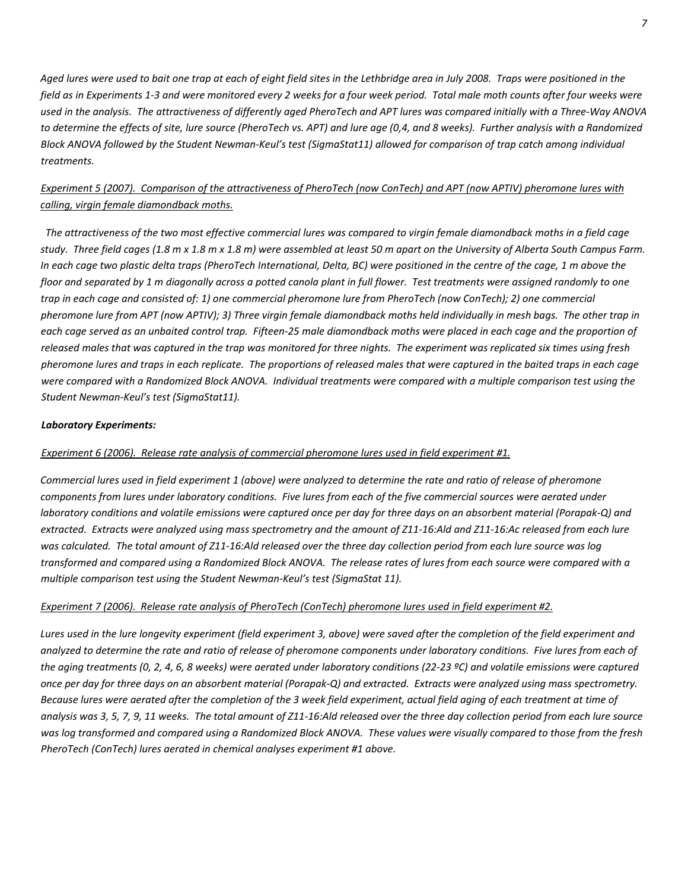*Aged lures were used to bait one trap at each of eight field sites in the Lethbridge area in July 2008. Traps were positioned in the field as in Experiments 1-3 and were monitored every 2 weeks for a four week period. Total male moth counts after four weeks were used in the analysis. The attractiveness of differently aged PheroTech and APT lures was compared initially with a Three-Way ANOVA to determine the effects of site, lure source (PheroTech vs. APT) and lure age (0,4, and 8 weeks). Further analysis with a Randomized Block ANOVA followed by the Student Newman-Keul's test (SigmaStat11) allowed for comparison of trap catch among individual treatments.*

*<u>Experiment 5 (2007). Comparison of the attractiveness of PheroTech (now ConTech) and APT (now APTIV) pheromone lures with calling, virgin female diamondback moths.</u>*

*The attractiveness of the two most effective commercial lures was compared to virgin female diamondback moths in a field cage study. Three field cages (1.8 m x 1.8 m x 1.8 m) were assembled at least 50 m apart on the University of Alberta South Campus Farm. In each cage two plastic delta traps (PheroTech International, Delta, BC) were positioned in the centre of the cage, 1 m above the floor and separated by 1 m diagonally across a potted canola plant in full flower. Test treatments were assigned randomly to one trap in each cage and consisted of: 1) one commercial pheromone lure from PheroTech (now ConTech); 2) one commercial pheromone lure from APT (now APTIV); 3) Three virgin female diamondback moths held individually in mesh bags. The other trap in each cage served as an unbaited control trap. Fifteen-25 male diamondback moths were placed in each cage and the proportion of released males that was captured in the trap was monitored for three nights. The experiment was replicated six times using fresh pheromone lures and traps in each replicate. The proportions of released males that were captured in the baited traps in each cage were compared with a Randomized Block ANOVA. Individual treatments were compared with a multiple comparison test using the Student Newman-Keul's test (SigmaStat11).*

***Laboratory Experiments:***

*<u>Experiment 6 (2006). Release rate analysis of commercial pheromone lures used in field experiment #1.</u>*

*Commercial lures used in field experiment 1 (above) were analyzed to determine the rate and ratio of release of pheromone components from lures under laboratory conditions. Five lures from each of the five commercial sources were aerated under laboratory conditions and volatile emissions were captured once per day for three days on an absorbent material (Porapak-Q) and extracted. Extracts were analyzed using mass spectrometry and the amount of Z11-16:Ald and Z11-16:Ac released from each lure was calculated. The total amount of Z11-16:Ald released over the three day collection period from each lure source was log transformed and compared using a Randomized Block ANOVA. The release rates of lures from each source were compared with a multiple comparison test using the Student Newman-Keul's test (SigmaStat 11).*

*<u>Experiment 7 (2006). Release rate analysis of PheroTech (ConTech) pheromone lures used in field experiment #2.</u>*

*Lures used in the lure longevity experiment (field experiment 3, above) were saved after the completion of the field experiment and analyzed to determine the rate and ratio of release of pheromone components under laboratory conditions. Five lures from each of the aging treatments (0, 2, 4, 6, 8 weeks) were aerated under laboratory conditions (22-23 ºC) and volatile emissions were captured once per day for three days on an absorbent material (Porapak-Q) and extracted. Extracts were analyzed using mass spectrometry. Because lures were aerated after the completion of the 3 week field experiment, actual field aging of each treatment at time of analysis was 3, 5, 7, 9, 11 weeks. The total amount of Z11-16:Ald released over the three day collection period from each lure source was log transformed and compared using a Randomized Block ANOVA. These values were visually compared to those from the fresh PheroTech (ConTech) lures aerated in chemical analyses experiment #1 above.*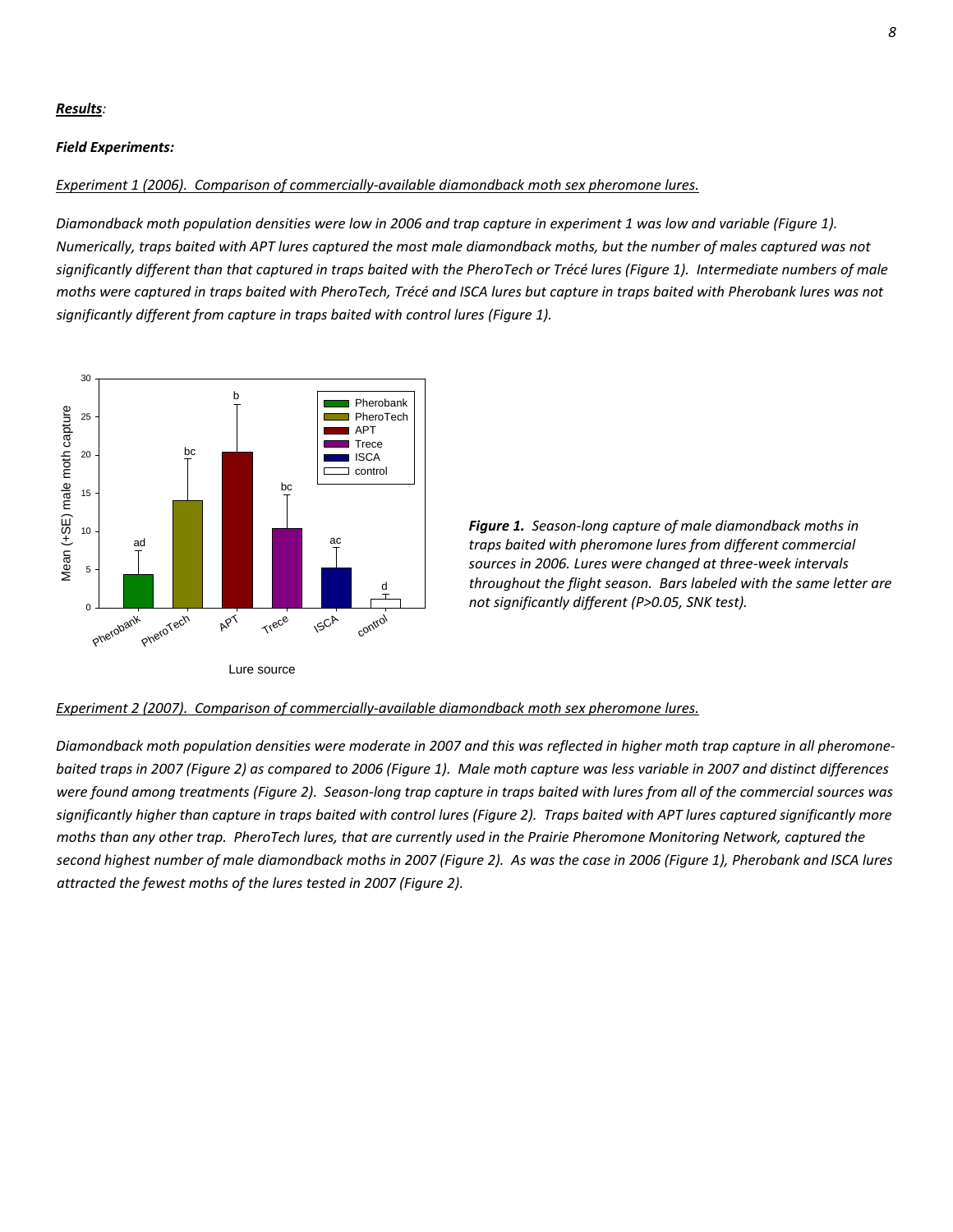***Results****:*

***Field Experiments:***

*Experiment 1 (2006). Comparison of commercially-available diamondback moth sex pheromone lures.*

*Diamondback moth population densities were low in 2006 and trap capture in experiment 1 was low and variable (Figure 1). Numerically, traps baited with APT lures captured the most male diamondback moths, but the number of males captured was not significantly different than that captured in traps baited with the PheroTech or Trécé lures (Figure 1). Intermediate numbers of male moths were captured in traps baited with PheroTech, Trécé and ISCA lures but capture in traps baited with Pherobank lures was not significantly different from capture in traps baited with control lures (Figure 1).*

***Figure 1.*** *Season-long capture of male diamondback moths in traps baited with pheromone lures from different commercial sources in 2006. Lures were changed at three-week intervals throughout the flight season. Bars labeled with the same letter are not significantly different (P>0.05, SNK test).*

*Experiment 2 (2007). Comparison of commercially-available diamondback moth sex pheromone lures.*

*Diamondback moth population densities were moderate in 2007 and this was reflected in higher moth trap capture in all pheromone-baited traps in 2007 (Figure 2) as compared to 2006 (Figure 1). Male moth capture was less variable in 2007 and distinct differences were found among treatments (Figure 2). Season-long trap capture in traps baited with lures from all of the commercial sources was significantly higher than capture in traps baited with control lures (Figure 2). Traps baited with APT lures captured significantly more moths than any other trap. PheroTech lures, that are currently used in the Prairie Pheromone Monitoring Network, captured the second highest number of male diamondback moths in 2007 (Figure 2). As was the case in 2006 (Figure 1), Pherobank and ISCA lures attracted the fewest moths of the lures tested in 2007 (Figure 2).*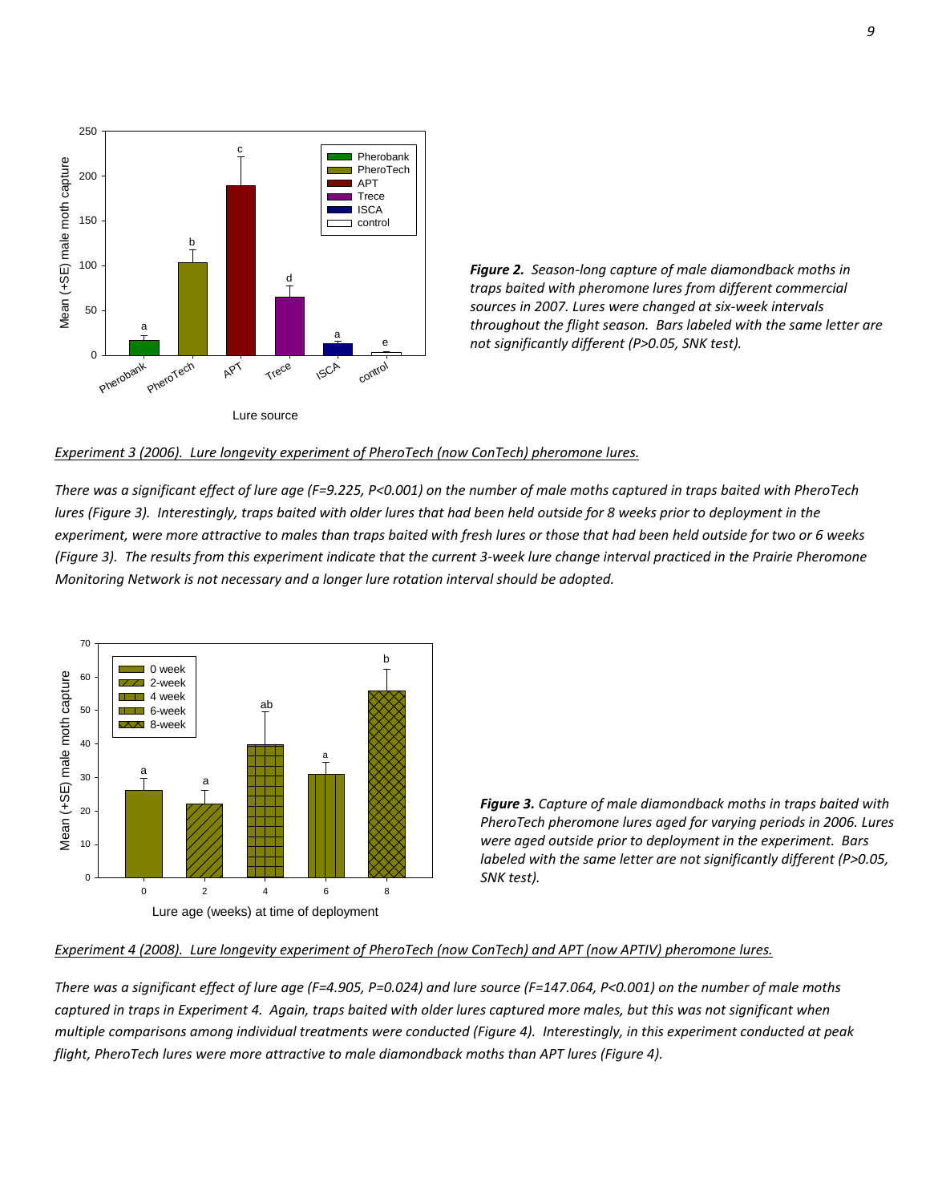*__Figure 2.__ Season-long capture of male diamondback moths in traps baited with pheromone lures from different commercial sources in 2007. Lures were changed at six-week intervals throughout the flight season. Bars labeled with the same letter are not significantly different (P>0.05, SNK test).*

*Experiment 3 (2006). Lure longevity experiment of PheroTech (now ConTech) pheromone lures.*

*There was a significant effect of lure age (F=9.225, P<0.001) on the number of male moths captured in traps baited with PheroTech lures (Figure 3). Interestingly, traps baited with older lures that had been held outside for 8 weeks prior to deployment in the experiment, were more attractive to males than traps baited with fresh lures or those that had been held outside for two or 6 weeks (Figure 3). The results from this experiment indicate that the current 3-week lure change interval practiced in the Prairie Pheromone Monitoring Network is not necessary and a longer lure rotation interval should be adopted.*

*__Figure 3.__ Capture of male diamondback moths in traps baited with PheroTech pheromone lures aged for varying periods in 2006. Lures were aged outside prior to deployment in the experiment. Bars labeled with the same letter are not significantly different (P>0.05, SNK test).*

*Experiment 4 (2008). Lure longevity experiment of PheroTech (now ConTech) and APT (now APTIV) pheromone lures.*

*There was a significant effect of lure age (F=4.905, P=0.024) and lure source (F=147.064, P<0.001) on the number of male moths captured in traps in Experiment 4. Again, traps baited with older lures captured more males, but this was not significant when multiple comparisons among individual treatments were conducted (Figure 4). Interestingly, in this experiment conducted at peak flight, PheroTech lures were more attractive to male diamondback moths than APT lures (Figure 4).*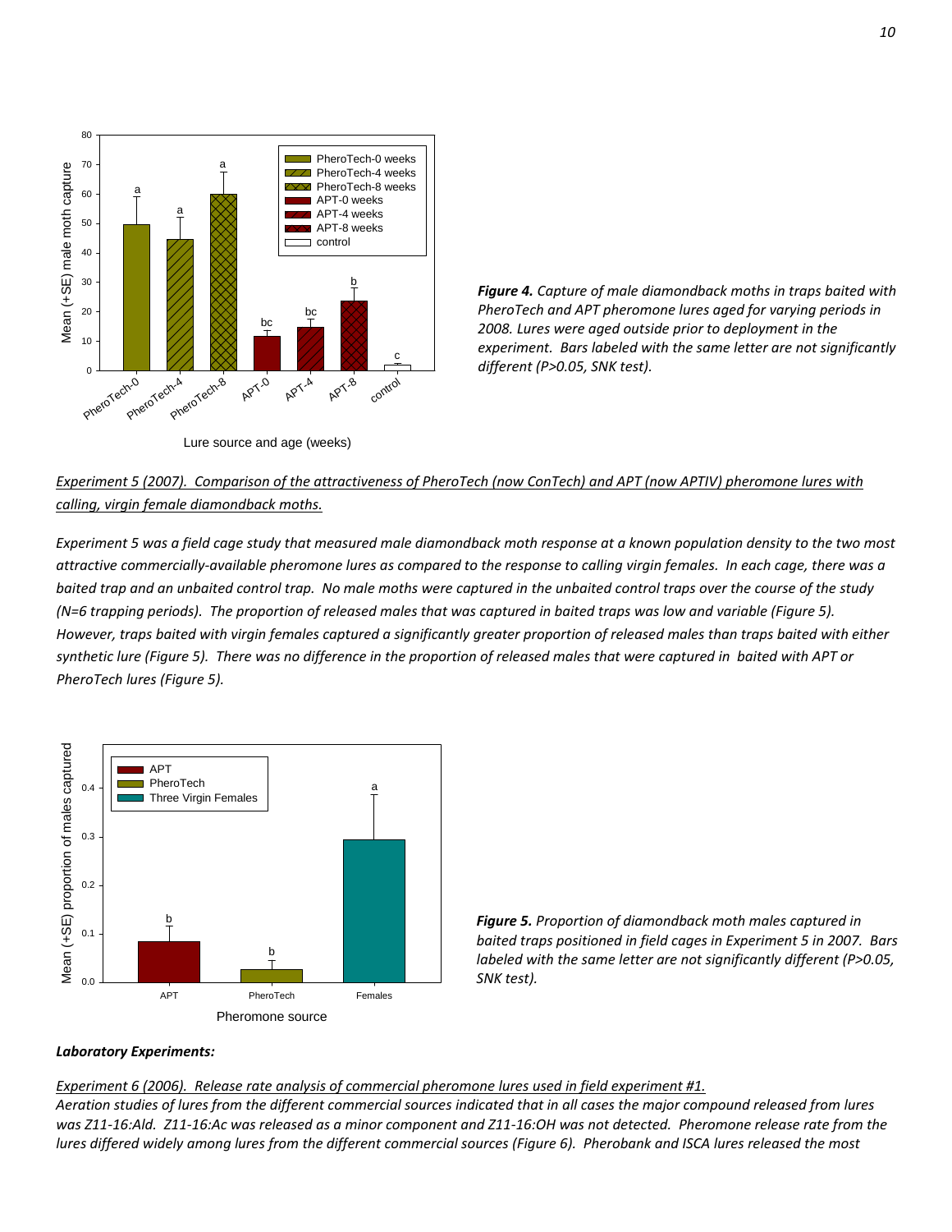*__Figure 4.__ Capture of male diamondback moths in traps baited with PheroTech and APT pheromone lures aged for varying periods in 2008. Lures were aged outside prior to deployment in the experiment. Bars labeled with the same letter are not significantly different (P>0.05, SNK test).*

*<u>Experiment 5 (2007). Comparison of the attractiveness of PheroTech (now ConTech) and APT (now APTIV) pheromone lures with calling, virgin female diamondback moths.</u>*

*Experiment 5 was a field cage study that measured male diamondback moth response at a known population density to the two most attractive commercially-available pheromone lures as compared to the response to calling virgin females. In each cage, there was a baited trap and an unbaited control trap. No male moths were captured in the unbaited control traps over the course of the study (N=6 trapping periods). The proportion of released males that was captured in baited traps was low and variable (Figure 5). However, traps baited with virgin females captured a significantly greater proportion of released males than traps baited with either synthetic lure (Figure 5). There was no difference in the proportion of released males that were captured in baited with APT or PheroTech lures (Figure 5).*

*__Figure 5.__ Proportion of diamondback moth males captured in baited traps positioned in field cages in Experiment 5 in 2007. Bars labeled with the same letter are not significantly different (P>0.05, SNK test).*

***Laboratory Experiments:***

*<u>Experiment 6 (2006). Release rate analysis of commercial pheromone lures used in field experiment #1.</u>*
*Aeration studies of lures from the different commercial sources indicated that in all cases the major compound released from lures was Z11-16:Ald. Z11-16:Ac was released as a minor component and Z11-16:OH was not detected. Pheromone release rate from the lures differed widely among lures from the different commercial sources (Figure 6). Pherobank and ISCA lures released the most*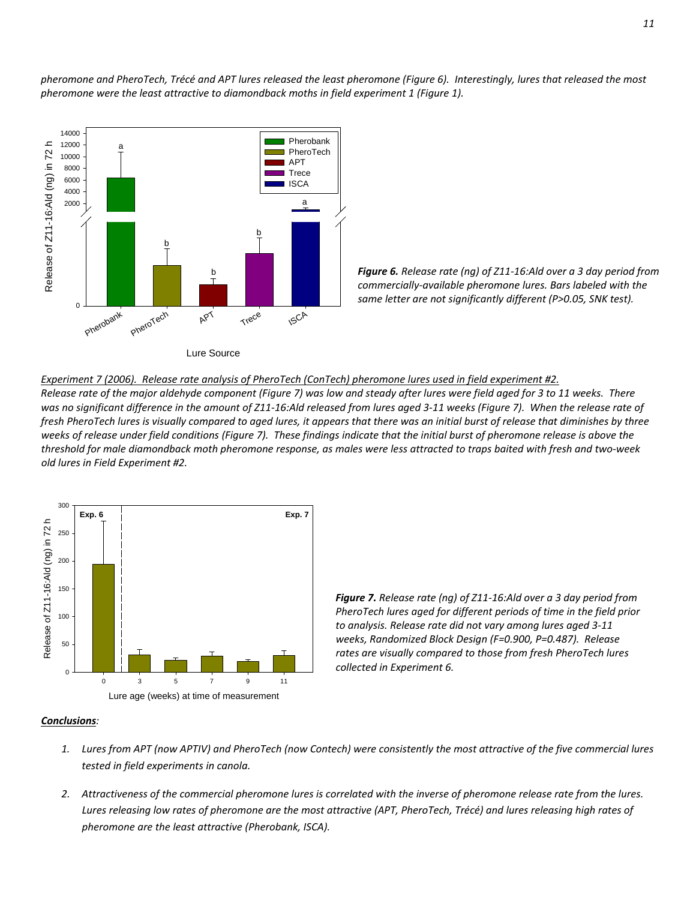*pheromone and PheroTech, Trécé and APT lures released the least pheromone (Figure 6). Interestingly, lures that released the most pheromone were the least attractive to diamondback moths in field experiment 1 (Figure 1).*

***Figure 6.*** *Release rate (ng) of Z11-16:Ald over a 3 day period from commercially-available pheromone lures. Bars labeled with the same letter are not significantly different (P>0.05, SNK test).*

*<u>Experiment 7 (2006). Release rate analysis of PheroTech (ConTech) pheromone lures used in field experiment #2.</u>*
*Release rate of the major aldehyde component (Figure 7) was low and steady after lures were field aged for 3 to 11 weeks. There was no significant difference in the amount of Z11-16:Ald released from lures aged 3-11 weeks (Figure 7). When the release rate of fresh PheroTech lures is visually compared to aged lures, it appears that there was an initial burst of release that diminishes by three weeks of release under field conditions (Figure 7). These findings indicate that the initial burst of pheromone release is above the threshold for male diamondback moth pheromone response, as males were less attracted to traps baited with fresh and two-week old lures in Field Experiment #2.*

***Figure 7.*** *Release rate (ng) of Z11-16:Ald over a 3 day period from PheroTech lures aged for different periods of time in the field prior to analysis. Release rate did not vary among lures aged 3-11 weeks, Randomized Block Design (F=0.900, P=0.487). Release rates are visually compared to those from fresh PheroTech lures collected in Experiment 6.*

***<u>Conclusions</u>:***

1. *Lures from APT (now APTIV) and PheroTech (now Contech) were consistently the most attractive of the five commercial lures tested in field experiments in canola.*

2. *Attractiveness of the commercial pheromone lures is correlated with the inverse of pheromone release rate from the lures. Lures releasing low rates of pheromone are the most attractive (APT, PheroTech, Trécé) and lures releasing high rates of pheromone are the least attractive (Pherobank, ISCA).*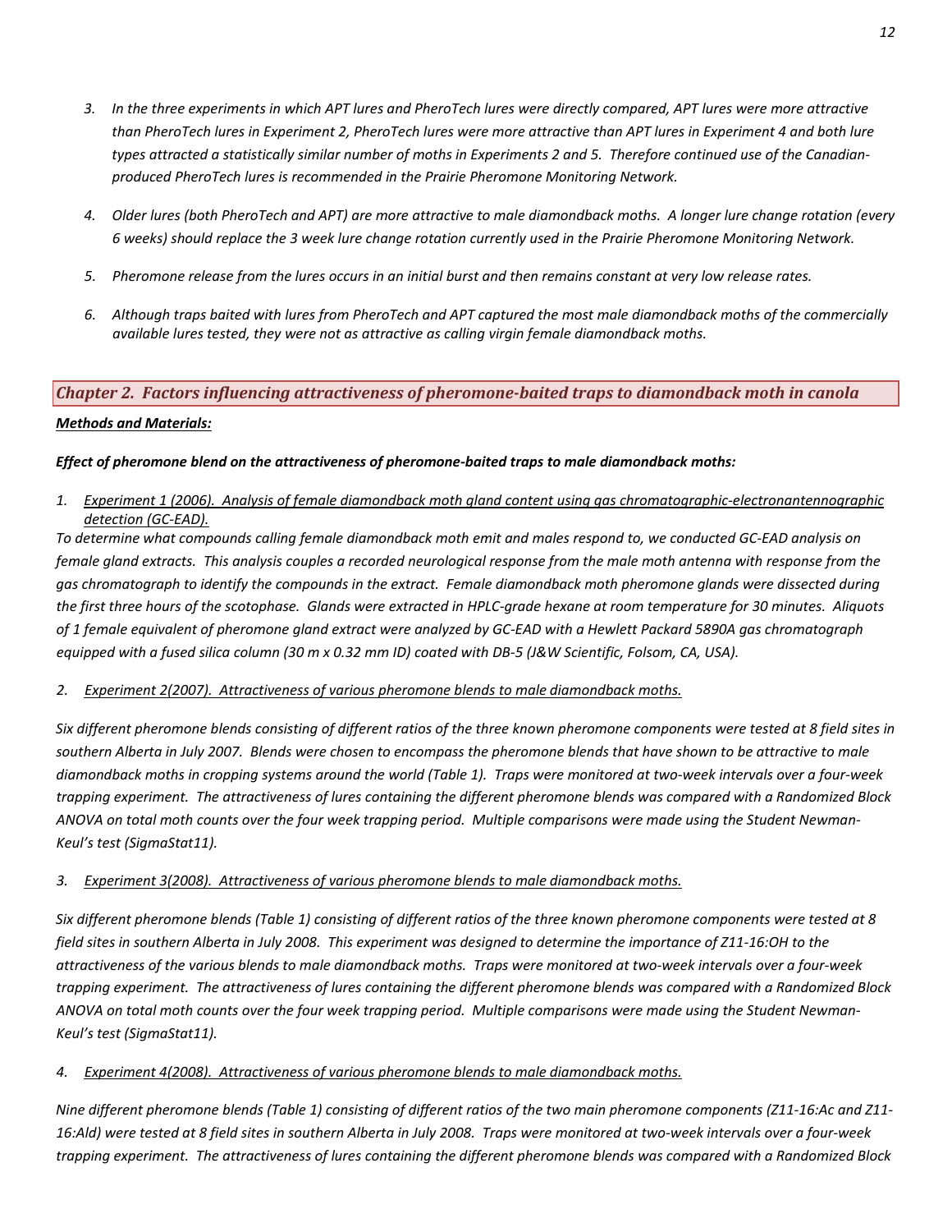3. *In the three experiments in which APT lures and PheroTech lures were directly compared, APT lures were more attractive than PheroTech lures in Experiment 2, PheroTech lures were more attractive than APT lures in Experiment 4 and both lure types attracted a statistically similar number of moths in Experiments 2 and 5. Therefore continued use of the Canadian-produced PheroTech lures is recommended in the Prairie Pheromone Monitoring Network.*

4. *Older lures (both PheroTech and APT) are more attractive to male diamondback moths. A longer lure change rotation (every 6 weeks) should replace the 3 week lure change rotation currently used in the Prairie Pheromone Monitoring Network.*

5. *Pheromone release from the lures occurs in an initial burst and then remains constant at very low release rates.*

6. *Although traps baited with lures from PheroTech and APT captured the most male diamondback moths of the commercially available lures tested, they were not as attractive as calling virgin female diamondback moths.*

## *Chapter 2. Factors influencing attractiveness of pheromone-baited traps to diamondback moth in canola*

***Methods and Materials:***

***Effect of pheromone blend on the attractiveness of pheromone-baited traps to male diamondback moths:***

1. *Experiment 1 (2006). Analysis of female diamondback moth gland content using gas chromatographic-electronantennographic detection (GC-EAD).*

*To determine what compounds calling female diamondback moth emit and males respond to, we conducted GC-EAD analysis on female gland extracts. This analysis couples a recorded neurological response from the male moth antenna with response from the gas chromatograph to identify the compounds in the extract. Female diamondback moth pheromone glands were dissected during the first three hours of the scotophase. Glands were extracted in HPLC-grade hexane at room temperature for 30 minutes. Aliquots of 1 female equivalent of pheromone gland extract were analyzed by GC-EAD with a Hewlett Packard 5890A gas chromatograph equipped with a fused silica column (30 m x 0.32 mm ID) coated with DB-5 (J&W Scientific, Folsom, CA, USA).*

2. *Experiment 2(2007). Attractiveness of various pheromone blends to male diamondback moths.*

*Six different pheromone blends consisting of different ratios of the three known pheromone components were tested at 8 field sites in southern Alberta in July 2007. Blends were chosen to encompass the pheromone blends that have shown to be attractive to male diamondback moths in cropping systems around the world (Table 1). Traps were monitored at two-week intervals over a four-week trapping experiment. The attractiveness of lures containing the different pheromone blends was compared with a Randomized Block ANOVA on total moth counts over the four week trapping period. Multiple comparisons were made using the Student Newman-Keul's test (SigmaStat11).*

3. *Experiment 3(2008). Attractiveness of various pheromone blends to male diamondback moths.*

*Six different pheromone blends (Table 1) consisting of different ratios of the three known pheromone components were tested at 8 field sites in southern Alberta in July 2008. This experiment was designed to determine the importance of Z11-16:OH to the attractiveness of the various blends to male diamondback moths. Traps were monitored at two-week intervals over a four-week trapping experiment. The attractiveness of lures containing the different pheromone blends was compared with a Randomized Block ANOVA on total moth counts over the four week trapping period. Multiple comparisons were made using the Student Newman-Keul's test (SigmaStat11).*

4. *Experiment 4(2008). Attractiveness of various pheromone blends to male diamondback moths.*

*Nine different pheromone blends (Table 1) consisting of different ratios of the two main pheromone components (Z11-16:Ac and Z11-16:Ald) were tested at 8 field sites in southern Alberta in July 2008. Traps were monitored at two-week intervals over a four-week trapping experiment. The attractiveness of lures containing the different pheromone blends was compared with a Randomized Block*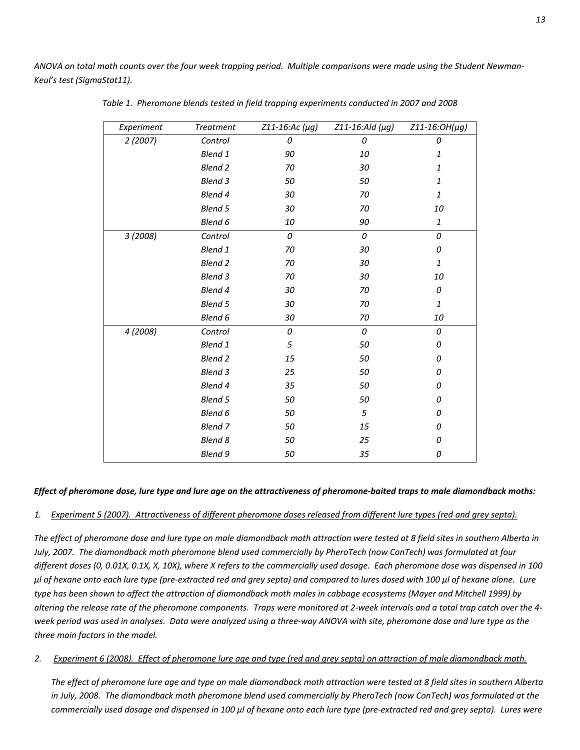*ANOVA on total moth counts over the four week trapping period. Multiple comparisons were made using the Student Newman-Keul's test (SigmaStat11).*

*Table 1. Pheromone blends tested in field trapping experiments conducted in 2007 and 2008*

| *Experiment* | *Treatment* | *Z11-16:Ac (μg)* | *Z11-16:Ald (μg)* | *Z11-16:OH(μg)* |
|---|---|---|---|---|
| *2 (2007)* | *Control* | *0* | *0* | *0* |
| | *Blend 1* | *90* | *10* | *1* |
| | *Blend 2* | *70* | *30* | *1* |
| | *Blend 3* | *50* | *50* | *1* |
| | *Blend 4* | *30* | *70* | *1* |
| | *Blend 5* | *30* | *70* | *10* |
| | *Blend 6* | *10* | *90* | *1* |
| *3 (2008)* | *Control* | *0* | *0* | *0* |
| | *Blend 1* | *70* | *30* | *0* |
| | *Blend 2* | *70* | *30* | *1* |
| | *Blend 3* | *70* | *30* | *10* |
| | *Blend 4* | *30* | *70* | *0* |
| | *Blend 5* | *30* | *70* | *1* |
| | *Blend 6* | *30* | *70* | *10* |
| *4 (2008)* | *Control* | *0* | *0* | *0* |
| | *Blend 1* | *5* | *50* | *0* |
| | *Blend 2* | *15* | *50* | *0* |
| | *Blend 3* | *25* | *50* | *0* |
| | *Blend 4* | *35* | *50* | *0* |
| | *Blend 5* | *50* | *50* | *0* |
| | *Blend 6* | *50* | *5* | *0* |
| | *Blend 7* | *50* | *15* | *0* |
| | *Blend 8* | *50* | *25* | *0* |
| | *Blend 9* | *50* | *35* | *0* |

***Effect of pheromone dose, lure type and lure age on the attractiveness of pheromone-baited traps to male diamondback moths:***

1. *Experiment 5 (2007). Attractiveness of different pheromone doses released from different lure types (red and grey septa).*

*The effect of pheromone dose and lure type on male diamondback moth attraction were tested at 8 field sites in southern Alberta in July, 2007. The diamondback moth pheromone blend used commercially by PheroTech (now ConTech) was formulated at four different doses (0, 0.01X, 0.1X, X, 10X), where X refers to the commercially used dosage. Each pheromone dose was dispensed in 100 μl of hexane onto each lure type (pre-extracted red and grey septa) and compared to lures dosed with 100 μl of hexane alone. Lure type has been shown to affect the attraction of diamondback moth males in cabbage ecosystems (Mayer and Mitchell 1999) by altering the release rate of the pheromone components. Traps were monitored at 2-week intervals and a total trap catch over the 4-week period was used in analyses. Data were analyzed using a three-way ANOVA with site, pheromone dose and lure type as the three main factors in the model.*

2. *Experiment 6 (2008). Effect of pheromone lure age and type (red and grey septa) on attraction of male diamondback moth.*

   *The effect of pheromone lure age and type on male diamondback moth attraction were tested at 8 field sites in southern Alberta in July, 2008. The diamondback moth pheromone blend used commercially by PheroTech (now ConTech) was formulated at the commercially used dosage and dispensed in 100 μl of hexane onto each lure type (pre-extracted red and grey septa). Lures were*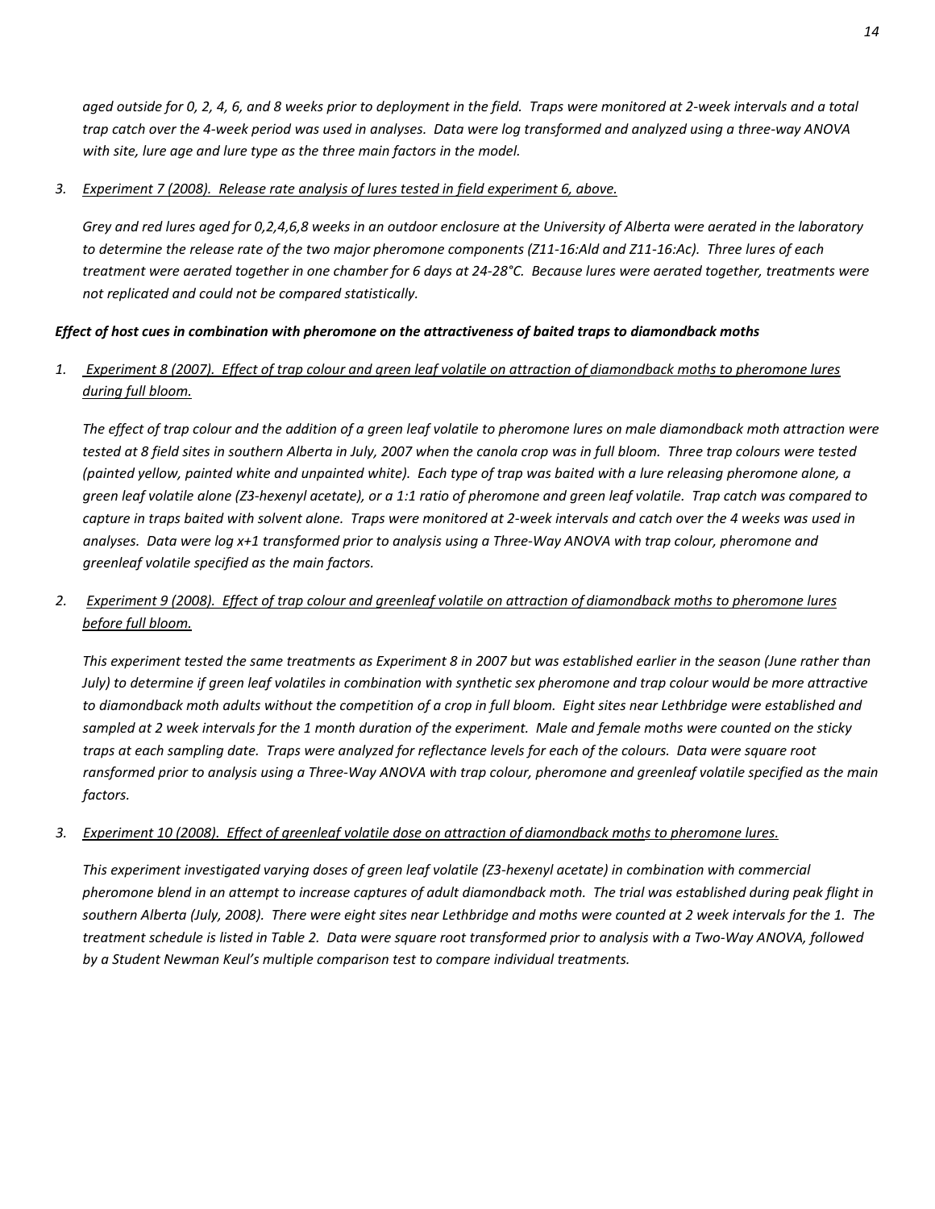*aged outside for 0, 2, 4, 6, and 8 weeks prior to deployment in the field. Traps were monitored at 2-week intervals and a total trap catch over the 4-week period was used in analyses. Data were log transformed and analyzed using a three-way ANOVA with site, lure age and lure type as the three main factors in the model.*

3. *Experiment 7 (2008). Release rate analysis of lures tested in field experiment 6, above.*

   *Grey and red lures aged for 0,2,4,6,8 weeks in an outdoor enclosure at the University of Alberta were aerated in the laboratory to determine the release rate of the two major pheromone components (Z11-16:Ald and Z11-16:Ac). Three lures of each treatment were aerated together in one chamber for 6 days at 24-28°C. Because lures were aerated together, treatments were not replicated and could not be compared statistically.*

***Effect of host cues in combination with pheromone on the attractiveness of baited traps to diamondback moths***

1. *Experiment 8 (2007). Effect of trap colour and green leaf volatile on attraction of diamondback moths to pheromone lures during full bloom.*

   *The effect of trap colour and the addition of a green leaf volatile to pheromone lures on male diamondback moth attraction were tested at 8 field sites in southern Alberta in July, 2007 when the canola crop was in full bloom. Three trap colours were tested (painted yellow, painted white and unpainted white). Each type of trap was baited with a lure releasing pheromone alone, a green leaf volatile alone (Z3-hexenyl acetate), or a 1:1 ratio of pheromone and green leaf volatile. Trap catch was compared to capture in traps baited with solvent alone. Traps were monitored at 2-week intervals and catch over the 4 weeks was used in analyses. Data were log x+1 transformed prior to analysis using a Three-Way ANOVA with trap colour, pheromone and greenleaf volatile specified as the main factors.*

2. *Experiment 9 (2008). Effect of trap colour and greenleaf volatile on attraction of diamondback moths to pheromone lures before full bloom.*

   *This experiment tested the same treatments as Experiment 8 in 2007 but was established earlier in the season (June rather than July) to determine if green leaf volatiles in combination with synthetic sex pheromone and trap colour would be more attractive to diamondback moth adults without the competition of a crop in full bloom. Eight sites near Lethbridge were established and sampled at 2 week intervals for the 1 month duration of the experiment. Male and female moths were counted on the sticky traps at each sampling date. Traps were analyzed for reflectance levels for each of the colours. Data were square root ransformed prior to analysis using a Three-Way ANOVA with trap colour, pheromone and greenleaf volatile specified as the main factors.*

3. *Experiment 10 (2008). Effect of greenleaf volatile dose on attraction of diamondback moths to pheromone lures.*

   *This experiment investigated varying doses of green leaf volatile (Z3-hexenyl acetate) in combination with commercial pheromone blend in an attempt to increase captures of adult diamondback moth. The trial was established during peak flight in southern Alberta (July, 2008). There were eight sites near Lethbridge and moths were counted at 2 week intervals for the 1. The treatment schedule is listed in Table 2. Data were square root transformed prior to analysis with a Two-Way ANOVA, followed by a Student Newman Keul's multiple comparison test to compare individual treatments.*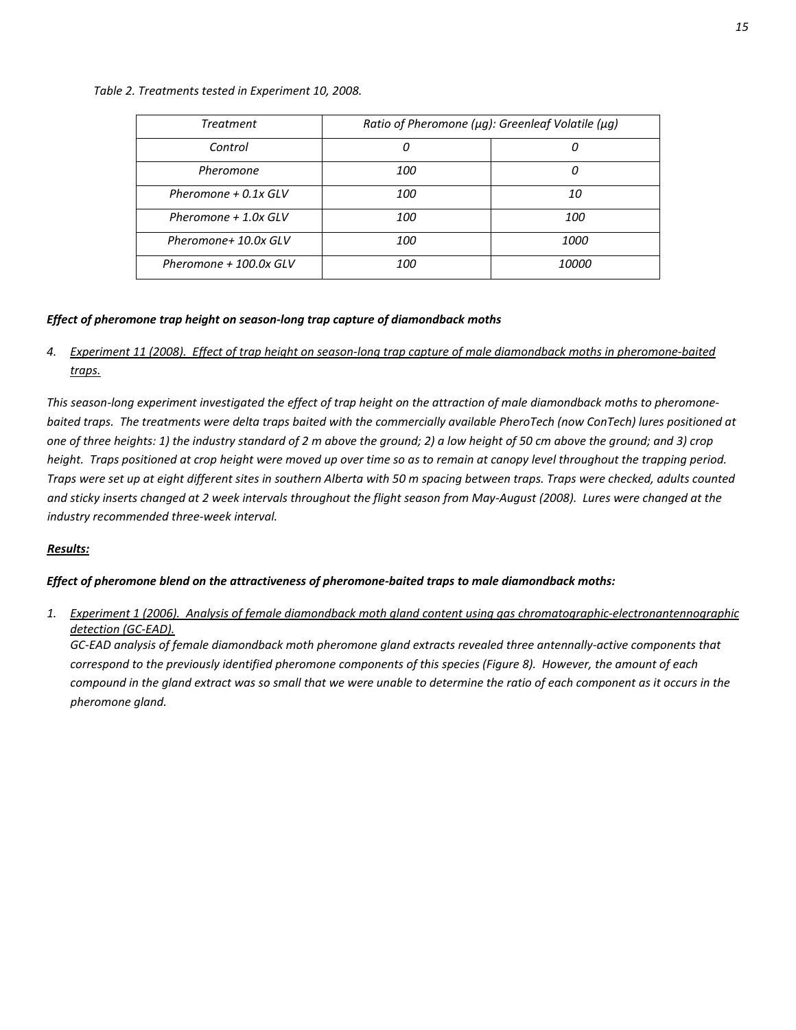*Table 2. Treatments tested in Experiment 10, 2008.*

| *Treatment* | *Ratio of Pheromone (μg): Greenleaf Volatile (μg)* | |
|---|---|---|
| *Control* | *0* | *0* |
| *Pheromone* | *100* | *0* |
| *Pheromone + 0.1x GLV* | *100* | *10* |
| *Pheromone + 1.0x GLV* | *100* | *100* |
| *Pheromone+ 10.0x GLV* | *100* | *1000* |
| *Pheromone + 100.0x GLV* | *100* | *10000* |

***Effect of pheromone trap height on season-long trap capture of diamondback moths***

4. *Experiment 11 (2008). Effect of trap height on season-long trap capture of male diamondback moths in pheromone-baited traps.*

*This season-long experiment investigated the effect of trap height on the attraction of male diamondback moths to pheromone-baited traps. The treatments were delta traps baited with the commercially available PheroTech (now ConTech) lures positioned at one of three heights: 1) the industry standard of 2 m above the ground; 2) a low height of 50 cm above the ground; and 3) crop height. Traps positioned at crop height were moved up over time so as to remain at canopy level throughout the trapping period. Traps were set up at eight different sites in southern Alberta with 50 m spacing between traps. Traps were checked, adults counted and sticky inserts changed at 2 week intervals throughout the flight season from May-August (2008). Lures were changed at the industry recommended three-week interval.*

***Results:***

***Effect of pheromone blend on the attractiveness of pheromone-baited traps to male diamondback moths:***

1. *Experiment 1 (2006). Analysis of female diamondback moth gland content using gas chromatographic-electronantennographic detection (GC-EAD).*
   *GC-EAD analysis of female diamondback moth pheromone gland extracts revealed three antennally-active components that correspond to the previously identified pheromone components of this species (Figure 8). However, the amount of each compound in the gland extract was so small that we were unable to determine the ratio of each component as it occurs in the pheromone gland.*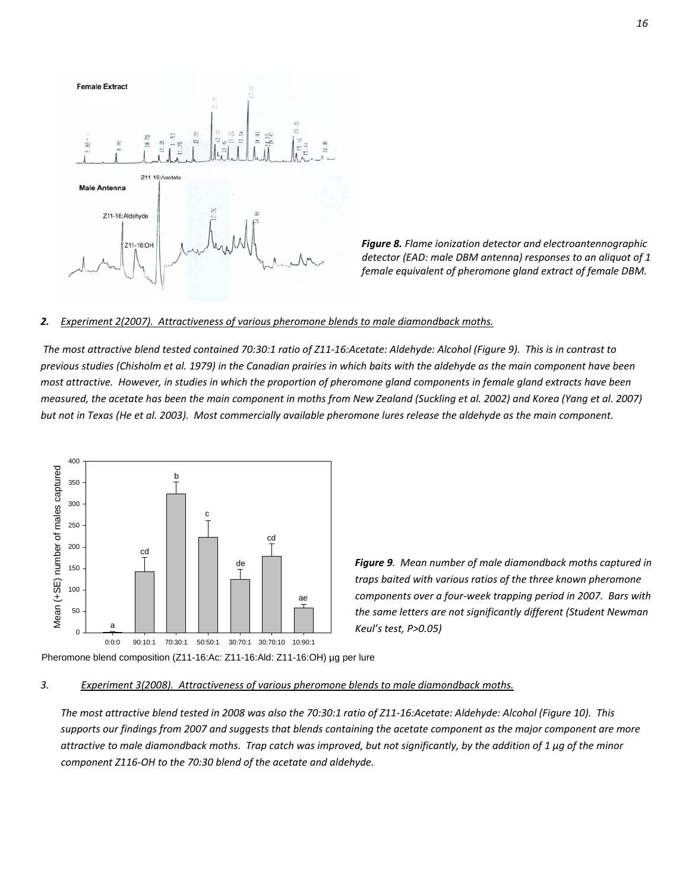*Figure 8. Flame ionization detector and electroantennographic detector (EAD: male DBM antenna) responses to an aliquot of 1 female equivalent of pheromone gland extract of female DBM.*

***2.*** *Experiment 2(2007). Attractiveness of various pheromone blends to male diamondback moths.*

*The most attractive blend tested contained 70:30:1 ratio of Z11-16:Acetate: Aldehyde: Alcohol (Figure 9). This is in contrast to previous studies (Chisholm et al. 1979) in the Canadian prairies in which baits with the aldehyde as the main component have been most attractive. However, in studies in which the proportion of pheromone gland components in female gland extracts have been measured, the acetate has been the main component in moths from New Zealand (Suckling et al. 2002) and Korea (Yang et al. 2007) but not in Texas (He et al. 2003). Most commercially available pheromone lures release the aldehyde as the main component.*

***Figure 9****. Mean number of male diamondback moths captured in traps baited with various ratios of the three known pheromone components over a four-week trapping period in 2007. Bars with the same letters are not significantly different (Student Newman Keul's test, P>0.05)*

*3.* *Experiment 3(2008). Attractiveness of various pheromone blends to male diamondback moths.*

*The most attractive blend tested in 2008 was also the 70:30:1 ratio of Z11-16:Acetate: Aldehyde: Alcohol (Figure 10). This supports our findings from 2007 and suggests that blends containing the acetate component as the major component are more attractive to male diamondback moths. Trap catch was improved, but not significantly, by the addition of 1 µg of the minor component Z116-OH to the 70:30 blend of the acetate and aldehyde.*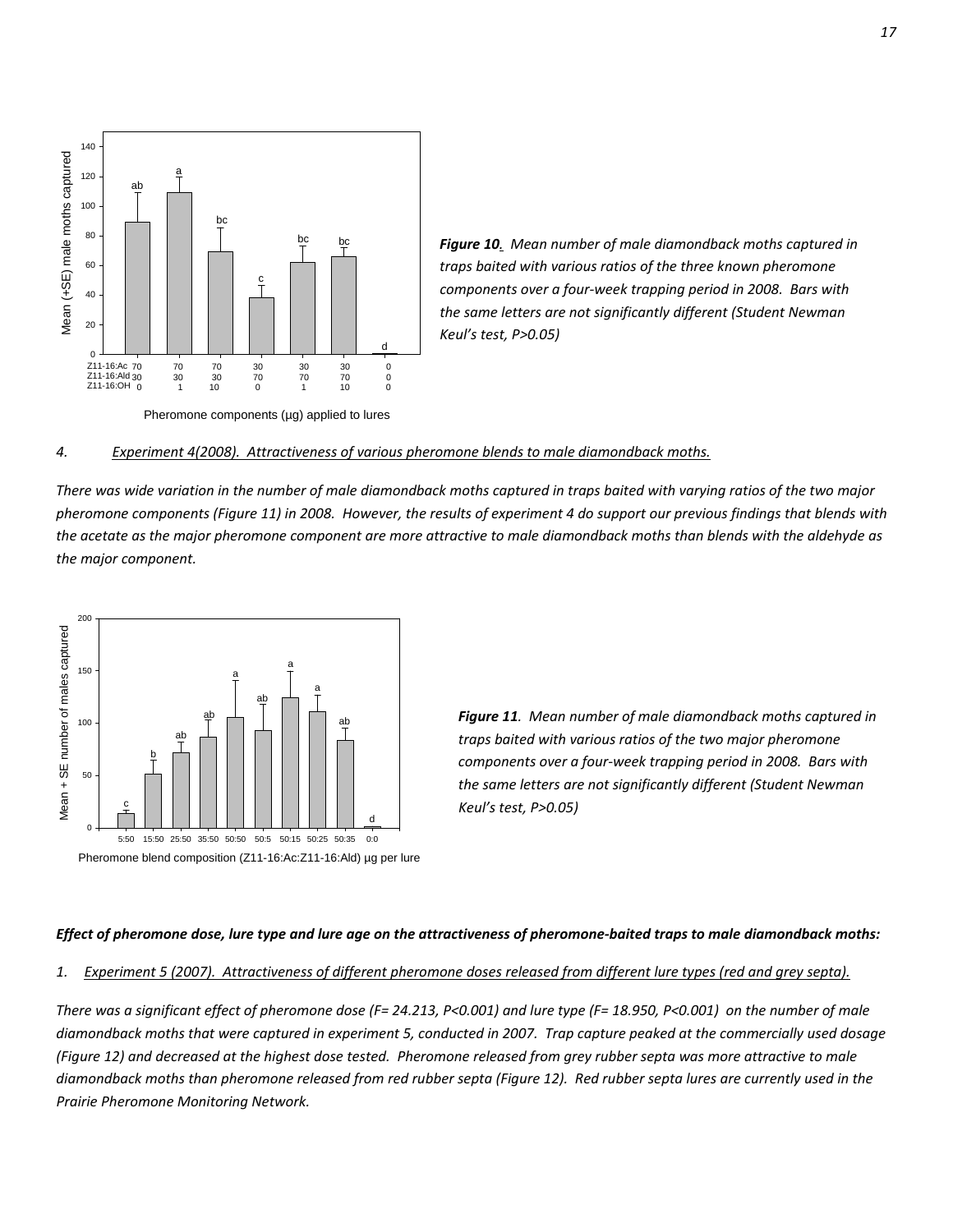*Figure 10. Mean number of male diamondback moths captured in traps baited with various ratios of the three known pheromone components over a four-week trapping period in 2008. Bars with the same letters are not significantly different (Student Newman Keul's test, P>0.05)*

*4. Experiment 4(2008). Attractiveness of various pheromone blends to male diamondback moths.*

*There was wide variation in the number of male diamondback moths captured in traps baited with varying ratios of the two major pheromone components (Figure 11) in 2008. However, the results of experiment 4 do support our previous findings that blends with the acetate as the major pheromone component are more attractive to male diamondback moths than blends with the aldehyde as the major component.*

*Figure 11. Mean number of male diamondback moths captured in traps baited with various ratios of the two major pheromone components over a four-week trapping period in 2008. Bars with the same letters are not significantly different (Student Newman Keul's test, P>0.05)*

***Effect of pheromone dose, lure type and lure age on the attractiveness of pheromone-baited traps to male diamondback moths:***

*1. Experiment 5 (2007). Attractiveness of different pheromone doses released from different lure types (red and grey septa).*

*There was a significant effect of pheromone dose (F= 24.213, P<0.001) and lure type (F= 18.950, P<0.001) on the number of male diamondback moths that were captured in experiment 5, conducted in 2007. Trap capture peaked at the commercially used dosage (Figure 12) and decreased at the highest dose tested. Pheromone released from grey rubber septa was more attractive to male diamondback moths than pheromone released from red rubber septa (Figure 12). Red rubber septa lures are currently used in the Prairie Pheromone Monitoring Network.*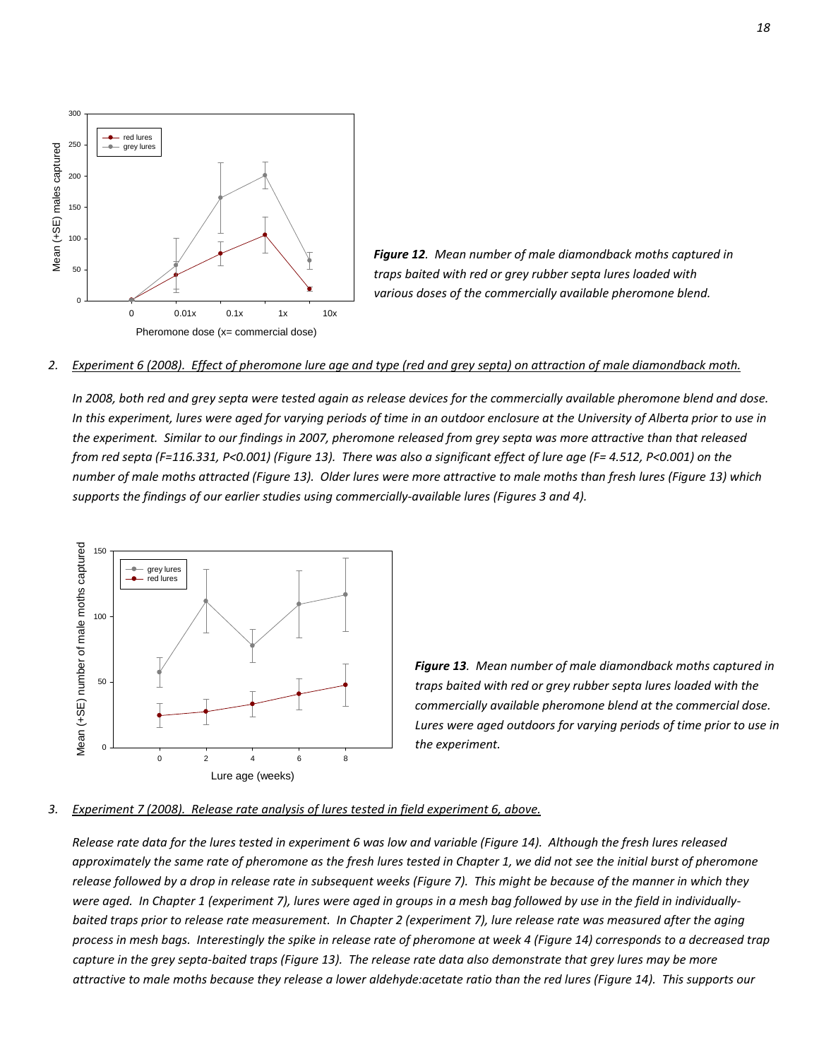*Figure 12. Mean number of male diamondback moths captured in traps baited with red or grey rubber septa lures loaded with various doses of the commercially available pheromone blend.*

2. *Experiment 6 (2008). Effect of pheromone lure age and type (red and grey septa) on attraction of male diamondback moth.*

*In 2008, both red and grey septa were tested again as release devices for the commercially available pheromone blend and dose. In this experiment, lures were aged for varying periods of time in an outdoor enclosure at the University of Alberta prior to use in the experiment. Similar to our findings in 2007, pheromone released from grey septa was more attractive than that released from red septa ($F=116.331$, $P<0.001$) (Figure 13). There was also a significant effect of lure age ($F= 4.512$, $P<0.001$) on the number of male moths attracted (Figure 13). Older lures were more attractive to male moths than fresh lures (Figure 13) which supports the findings of our earlier studies using commercially-available lures (Figures 3 and 4).*

*Figure 13. Mean number of male diamondback moths captured in traps baited with red or grey rubber septa lures loaded with the commercially available pheromone blend at the commercial dose. Lures were aged outdoors for varying periods of time prior to use in the experiment.*

3. *Experiment 7 (2008). Release rate analysis of lures tested in field experiment 6, above.*

*Release rate data for the lures tested in experiment 6 was low and variable (Figure 14). Although the fresh lures released approximately the same rate of pheromone as the fresh lures tested in Chapter 1, we did not see the initial burst of pheromone release followed by a drop in release rate in subsequent weeks (Figure 7). This might be because of the manner in which they were aged. In Chapter 1 (experiment 7), lures were aged in groups in a mesh bag followed by use in the field in individually-baited traps prior to release rate measurement. In Chapter 2 (experiment 7), lure release rate was measured after the aging process in mesh bags. Interestingly the spike in release rate of pheromone at week 4 (Figure 14) corresponds to a decreased trap capture in the grey septa-baited traps (Figure 13). The release rate data also demonstrate that grey lures may be more attractive to male moths because they release a lower aldehyde:acetate ratio than the red lures (Figure 14). This supports our*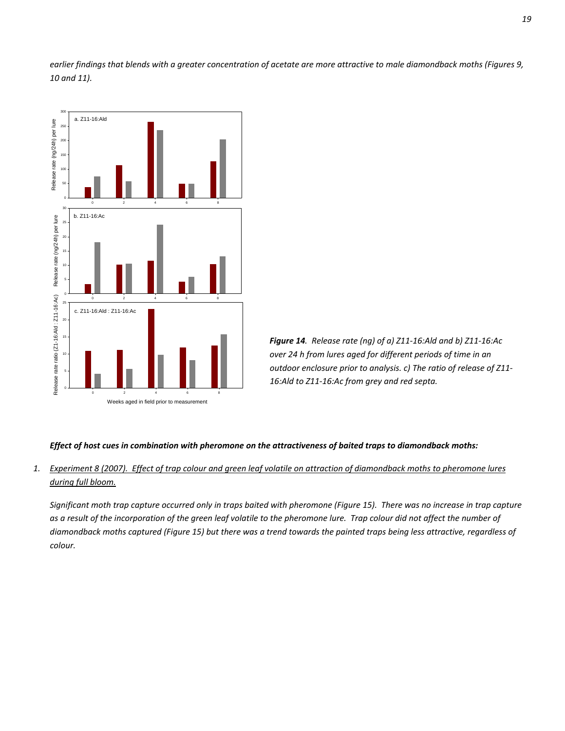*earlier findings that blends with a greater concentration of acetate are more attractive to male diamondback moths (Figures 9, 10 and 11).*

***Figure 14**. Release rate (ng) of a) Z11-16:Ald and b) Z11-16:Ac over 24 h from lures aged for different periods of time in an outdoor enclosure prior to analysis. c) The ratio of release of Z11-16:Ald to Z11-16:Ac from grey and red septa.*

***Effect of host cues in combination with pheromone on the attractiveness of baited traps to diamondback moths:***

1. *Experiment 8 (2007). Effect of trap colour and green leaf volatile on attraction of diamondback moths to pheromone lures during full bloom.*

   *Significant moth trap capture occurred only in traps baited with pheromone (Figure 15). There was no increase in trap capture as a result of the incorporation of the green leaf volatile to the pheromone lure. Trap colour did not affect the number of diamondback moths captured (Figure 15) but there was a trend towards the painted traps being less attractive, regardless of colour.*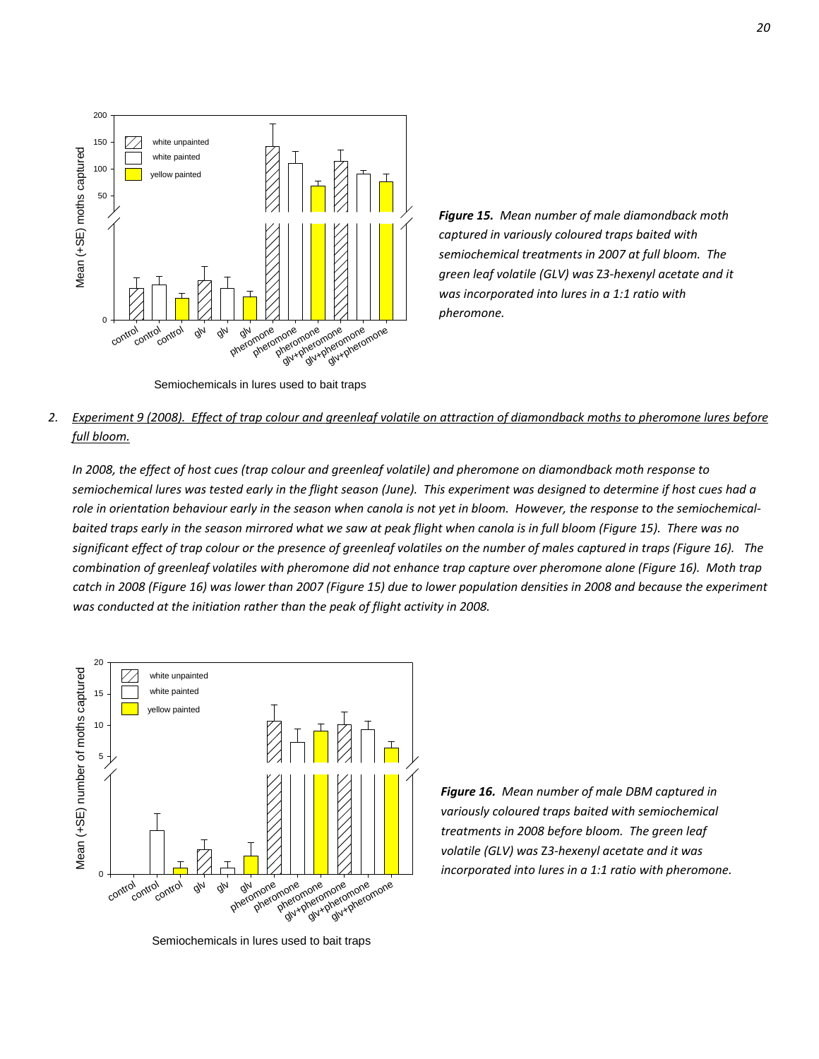*Figure 15. Mean number of male diamondback moth captured in variously coloured traps baited with semiochemical treatments in 2007 at full bloom. The green leaf volatile (GLV) was Z3-hexenyl acetate and it was incorporated into lures in a 1:1 ratio with pheromone.*

2. Experiment 9 (2008). Effect of trap colour and greenleaf volatile on attraction of diamondback moths to pheromone lures before full bloom.

*In 2008, the effect of host cues (trap colour and greenleaf volatile) and pheromone on diamondback moth response to semiochemical lures was tested early in the flight season (June). This experiment was designed to determine if host cues had a role in orientation behaviour early in the season when canola is not yet in bloom. However, the response to the semiochemical-baited traps early in the season mirrored what we saw at peak flight when canola is in full bloom (Figure 15). There was no significant effect of trap colour or the presence of greenleaf volatiles on the number of males captured in traps (Figure 16). The combination of greenleaf volatiles with pheromone did not enhance trap capture over pheromone alone (Figure 16). Moth trap catch in 2008 (Figure 16) was lower than 2007 (Figure 15) due to lower population densities in 2008 and because the experiment was conducted at the initiation rather than the peak of flight activity in 2008.*

*Figure 16. Mean number of male DBM captured in variously coloured traps baited with semiochemical treatments in 2008 before bloom. The green leaf volatile (GLV) was Z3-hexenyl acetate and it was incorporated into lures in a 1:1 ratio with pheromone.*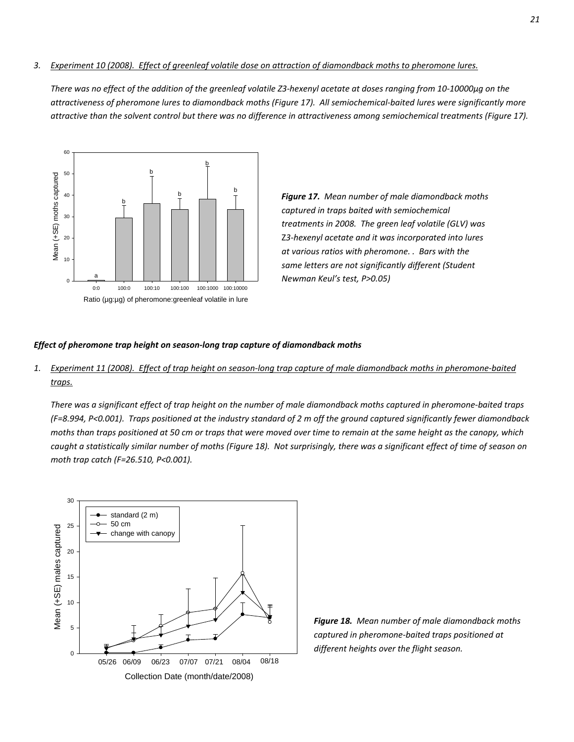3. *Experiment 10 (2008). Effect of greenleaf volatile dose on attraction of diamondback moths to pheromone lures.*

*There was no effect of the addition of the greenleaf volatile Z3-hexenyl acetate at doses ranging from 10-10000µg on the attractiveness of pheromone lures to diamondback moths (Figure 17). All semiochemical-baited lures were significantly more attractive than the solvent control but there was no difference in attractiveness among semiochemical treatments (Figure 17).*

***Figure 17.*** *Mean number of male diamondback moths captured in traps baited with semiochemical treatments in 2008. The green leaf volatile (GLV) was Z3-hexenyl acetate and it was incorporated into lures at various ratios with pheromone. . Bars with the same letters are not significantly different (Student Newman Keul's test, P>0.05)*

***Effect of pheromone trap height on season-long trap capture of diamondback moths***

1. *Experiment 11 (2008). Effect of trap height on season-long trap capture of male diamondback moths in pheromone-baited traps.*

*There was a significant effect of trap height on the number of male diamondback moths captured in pheromone-baited traps (F=8.994, P<0.001). Traps positioned at the industry standard of 2 m off the ground captured significantly fewer diamondback moths than traps positioned at 50 cm or traps that were moved over time to remain at the same height as the canopy, which caught a statistically similar number of moths (Figure 18). Not surprisingly, there was a significant effect of time of season on moth trap catch (F=26.510, P<0.001).*

***Figure 18.*** *Mean number of male diamondback moths captured in pheromone-baited traps positioned at different heights over the flight season.*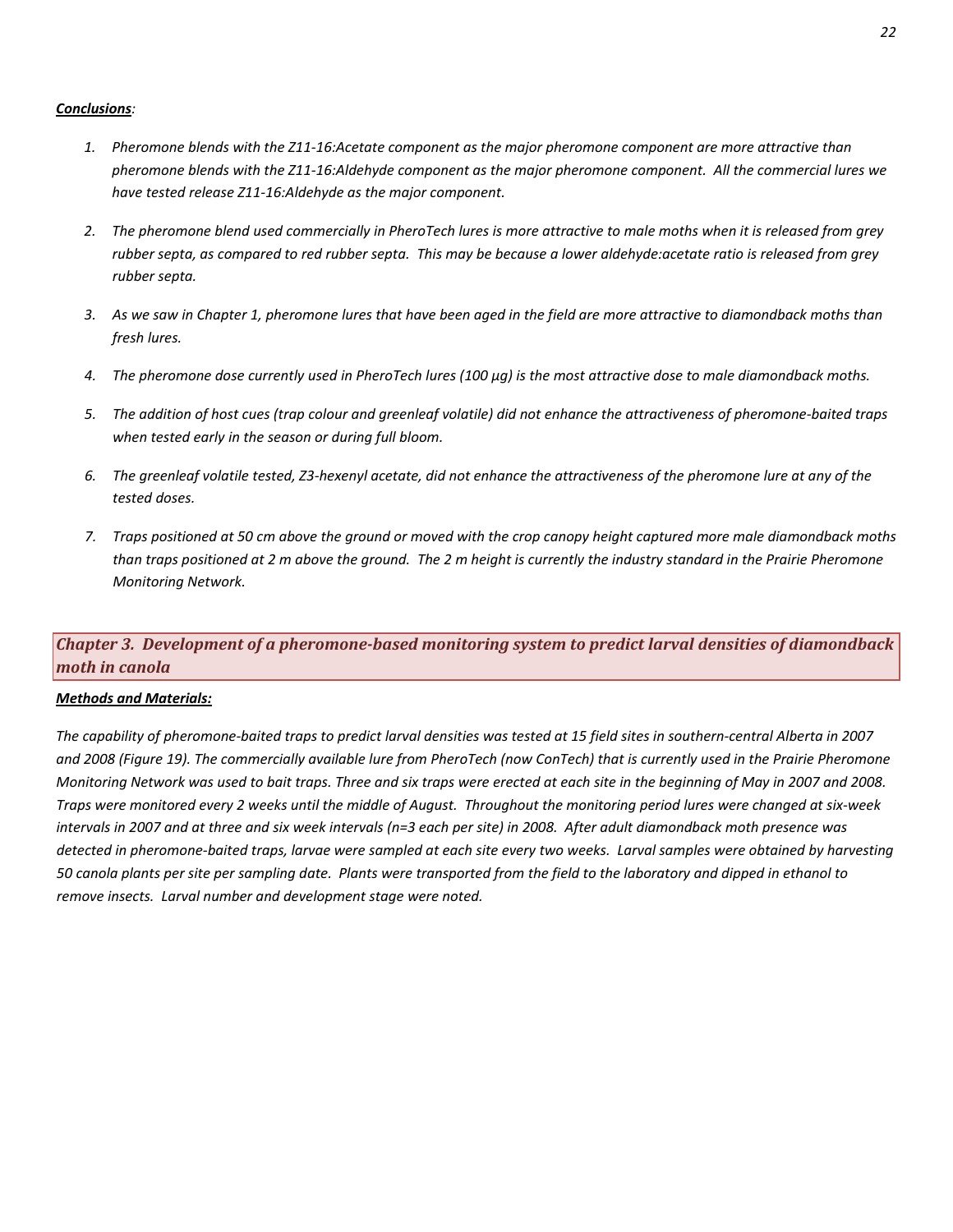***Conclusions**:*

1. *Pheromone blends with the Z11-16:Acetate component as the major pheromone component are more attractive than pheromone blends with the Z11-16:Aldehyde component as the major pheromone component. All the commercial lures we have tested release Z11-16:Aldehyde as the major component.*

2. *The pheromone blend used commercially in PheroTech lures is more attractive to male moths when it is released from grey rubber septa, as compared to red rubber septa. This may be because a lower aldehyde:acetate ratio is released from grey rubber septa.*

3. *As we saw in Chapter 1, pheromone lures that have been aged in the field are more attractive to diamondback moths than fresh lures.*

4. *The pheromone dose currently used in PheroTech lures (100 µg) is the most attractive dose to male diamondback moths.*

5. *The addition of host cues (trap colour and greenleaf volatile) did not enhance the attractiveness of pheromone-baited traps when tested early in the season or during full bloom.*

6. *The greenleaf volatile tested, Z3-hexenyl acetate, did not enhance the attractiveness of the pheromone lure at any of the tested doses.*

7. *Traps positioned at 50 cm above the ground or moved with the crop canopy height captured more male diamondback moths than traps positioned at 2 m above the ground. The 2 m height is currently the industry standard in the Prairie Pheromone Monitoring Network.*

## *Chapter 3. Development of a pheromone-based monitoring system to predict larval densities of diamondback moth in canola*

***Methods and Materials:***

*The capability of pheromone-baited traps to predict larval densities was tested at 15 field sites in southern-central Alberta in 2007 and 2008 (Figure 19). The commercially available lure from PheroTech (now ConTech) that is currently used in the Prairie Pheromone Monitoring Network was used to bait traps. Three and six traps were erected at each site in the beginning of May in 2007 and 2008. Traps were monitored every 2 weeks until the middle of August. Throughout the monitoring period lures were changed at six-week intervals in 2007 and at three and six week intervals (n=3 each per site) in 2008. After adult diamondback moth presence was detected in pheromone-baited traps, larvae were sampled at each site every two weeks. Larval samples were obtained by harvesting 50 canola plants per site per sampling date. Plants were transported from the field to the laboratory and dipped in ethanol to remove insects. Larval number and development stage were noted.*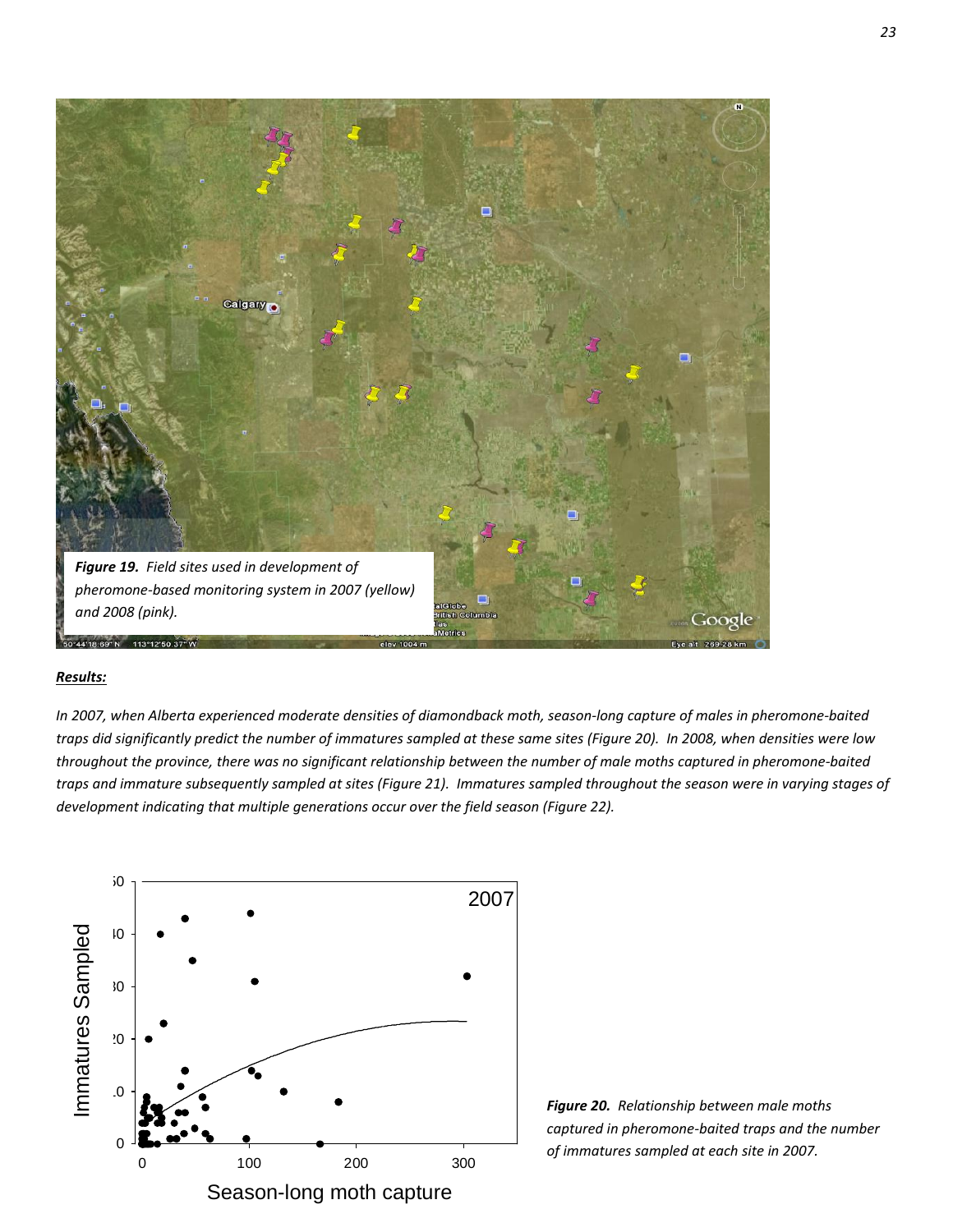***Figure 19.*** *Field sites used in development of pheromone-based monitoring system in 2007 (yellow) and 2008 (pink).*

***Results:***

*In 2007, when Alberta experienced moderate densities of diamondback moth, season-long capture of males in pheromone-baited traps did significantly predict the number of immatures sampled at these same sites (Figure 20). In 2008, when densities were low throughout the province, there was no significant relationship between the number of male moths captured in pheromone-baited traps and immature subsequently sampled at sites (Figure 21). Immatures sampled throughout the season were in varying stages of development indicating that multiple generations occur over the field season (Figure 22).*

***Figure 20.*** *Relationship between male moths captured in pheromone-baited traps and the number of immatures sampled at each site in 2007.*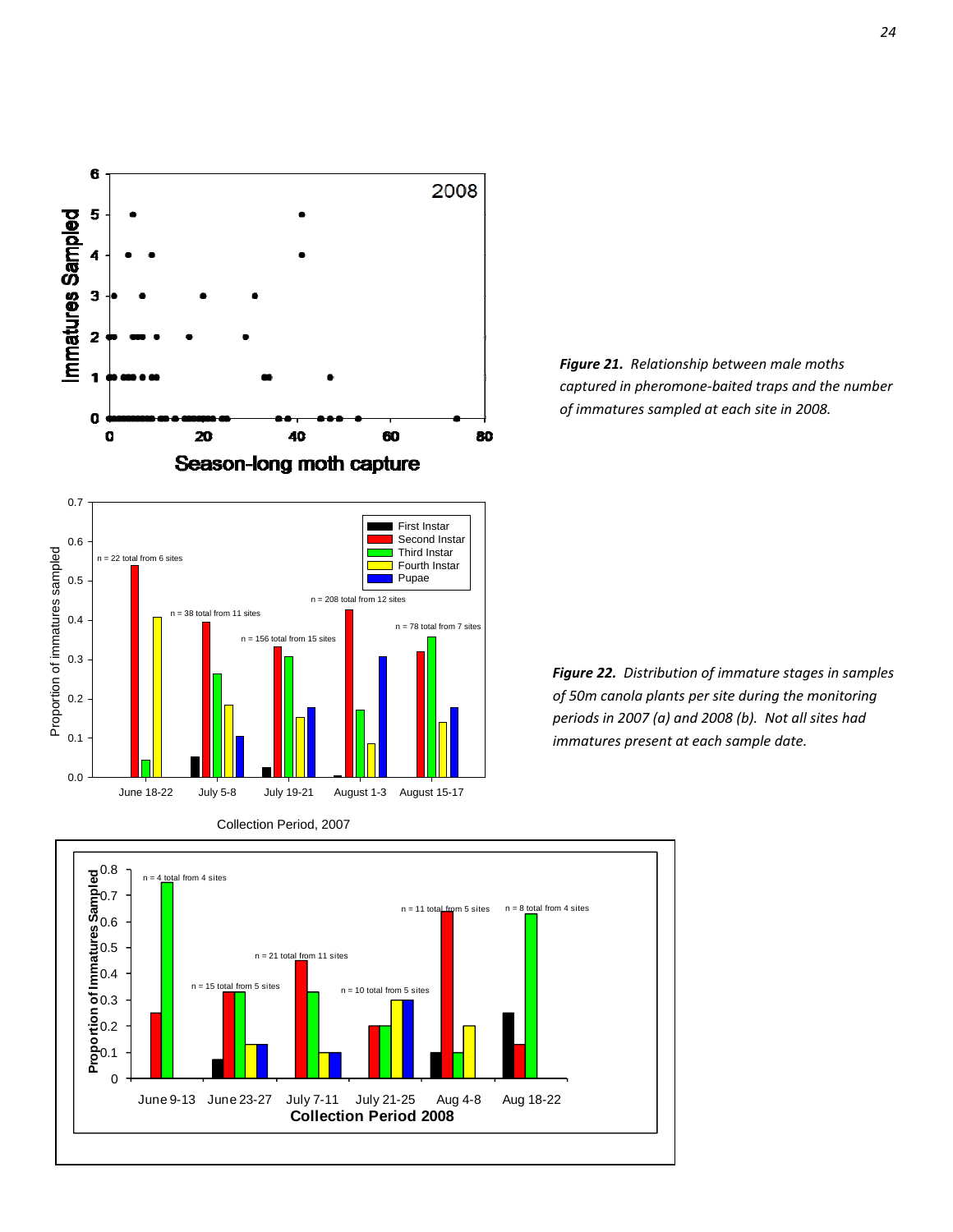*Figure 21. Relationship between male moths captured in pheromone-baited traps and the number of immatures sampled at each site in 2008.*

*Figure 22. Distribution of immature stages in samples of 50m canola plants per site during the monitoring periods in 2007 (a) and 2008 (b). Not all sites had immatures present at each sample date.*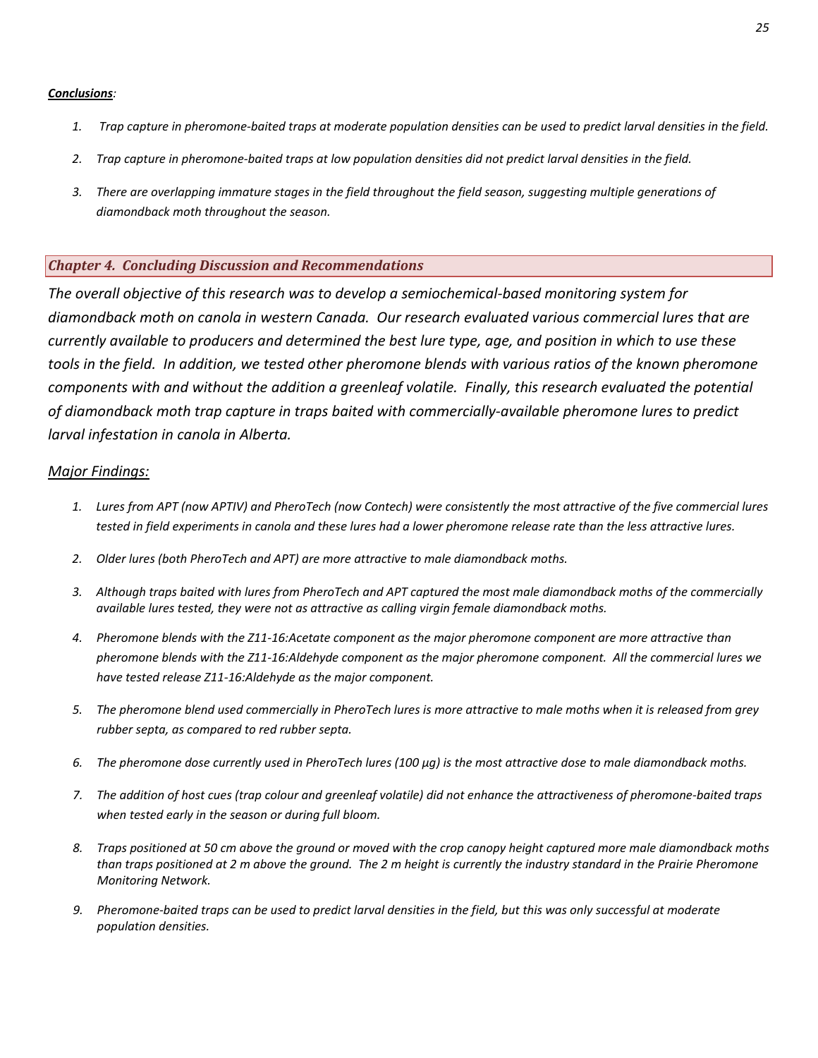***Conclusions*:**

1. *Trap capture in pheromone-baited traps at moderate population densities can be used to predict larval densities in the field.*
2. *Trap capture in pheromone-baited traps at low population densities did not predict larval densities in the field.*
3. *There are overlapping immature stages in the field throughout the field season, suggesting multiple generations of diamondback moth throughout the season.*

## *Chapter 4. Concluding Discussion and Recommendations*

*The overall objective of this research was to develop a semiochemical-based monitoring system for diamondback moth on canola in western Canada. Our research evaluated various commercial lures that are currently available to producers and determined the best lure type, age, and position in which to use these tools in the field. In addition, we tested other pheromone blends with various ratios of the known pheromone components with and without the addition a greenleaf volatile. Finally, this research evaluated the potential of diamondback moth trap capture in traps baited with commercially-available pheromone lures to predict larval infestation in canola in Alberta.*

*Major Findings:*

1. *Lures from APT (now APTIV) and PheroTech (now Contech) were consistently the most attractive of the five commercial lures tested in field experiments in canola and these lures had a lower pheromone release rate than the less attractive lures.*
2. *Older lures (both PheroTech and APT) are more attractive to male diamondback moths.*
3. *Although traps baited with lures from PheroTech and APT captured the most male diamondback moths of the commercially available lures tested, they were not as attractive as calling virgin female diamondback moths.*
4. *Pheromone blends with the Z11-16:Acetate component as the major pheromone component are more attractive than pheromone blends with the Z11-16:Aldehyde component as the major pheromone component. All the commercial lures we have tested release Z11-16:Aldehyde as the major component.*
5. *The pheromone blend used commercially in PheroTech lures is more attractive to male moths when it is released from grey rubber septa, as compared to red rubber septa.*
6. *The pheromone dose currently used in PheroTech lures (100 µg) is the most attractive dose to male diamondback moths.*
7. *The addition of host cues (trap colour and greenleaf volatile) did not enhance the attractiveness of pheromone-baited traps when tested early in the season or during full bloom.*
8. *Traps positioned at 50 cm above the ground or moved with the crop canopy height captured more male diamondback moths than traps positioned at 2 m above the ground. The 2 m height is currently the industry standard in the Prairie Pheromone Monitoring Network.*
9. *Pheromone-baited traps can be used to predict larval densities in the field, but this was only successful at moderate population densities.*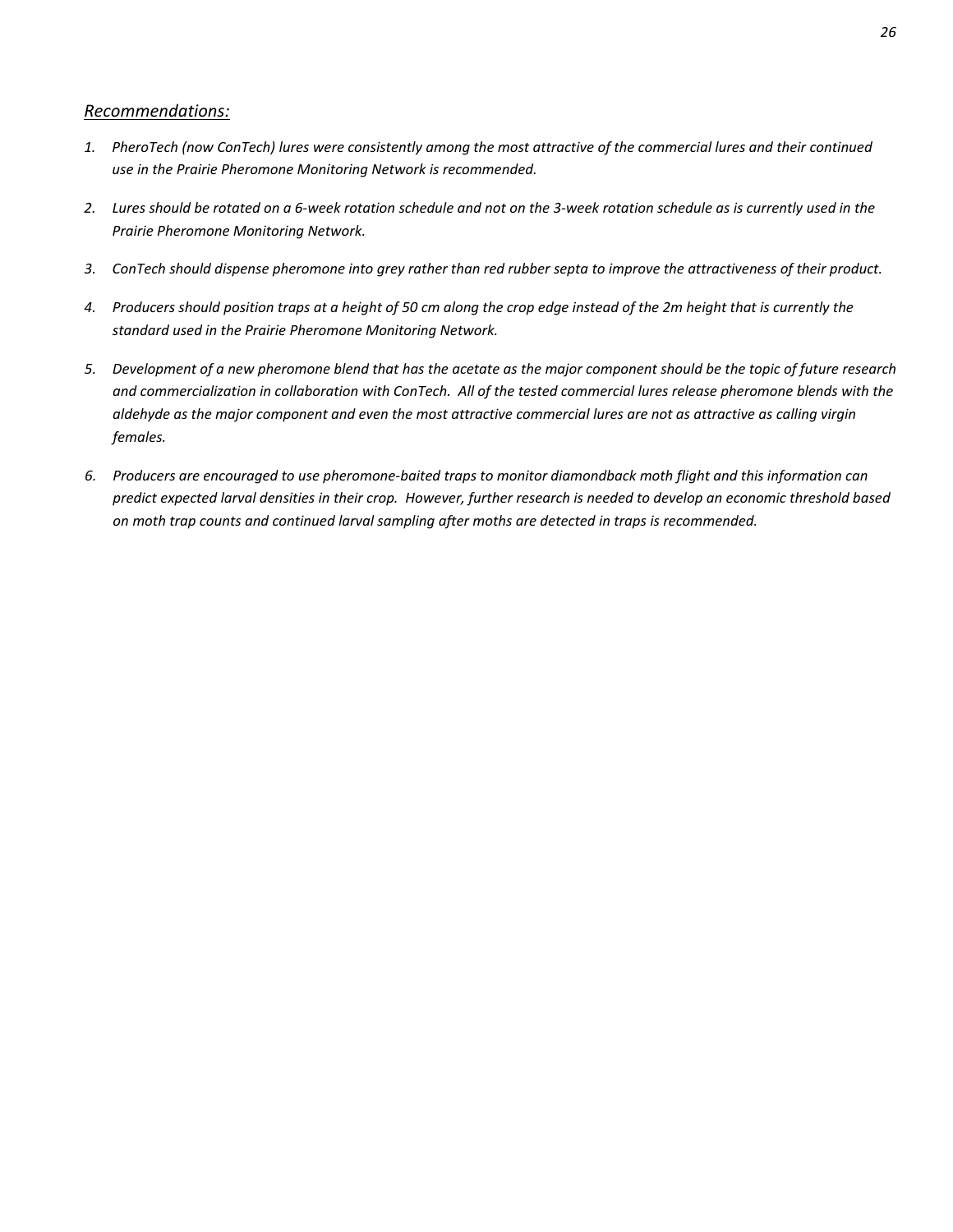*<u>Recommendations:</u>*

1. *PheroTech (now ConTech) lures were consistently among the most attractive of the commercial lures and their continued use in the Prairie Pheromone Monitoring Network is recommended.*

2. *Lures should be rotated on a 6-week rotation schedule and not on the 3-week rotation schedule as is currently used in the Prairie Pheromone Monitoring Network.*

3. *ConTech should dispense pheromone into grey rather than red rubber septa to improve the attractiveness of their product.*

4. *Producers should position traps at a height of 50 cm along the crop edge instead of the 2m height that is currently the standard used in the Prairie Pheromone Monitoring Network.*

5. *Development of a new pheromone blend that has the acetate as the major component should be the topic of future research and commercialization in collaboration with ConTech. All of the tested commercial lures release pheromone blends with the aldehyde as the major component and even the most attractive commercial lures are not as attractive as calling virgin females.*

6. *Producers are encouraged to use pheromone-baited traps to monitor diamondback moth flight and this information can predict expected larval densities in their crop. However, further research is needed to develop an economic threshold based on moth trap counts and continued larval sampling after moths are detected in traps is recommended.*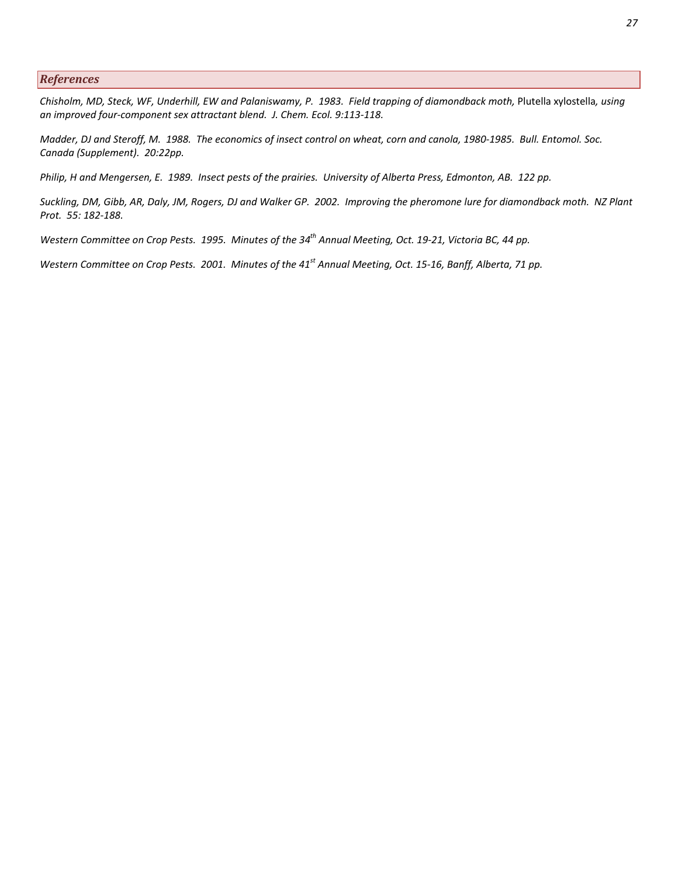## *References*

*Chisholm, MD, Steck, WF, Underhill, EW and Palaniswamy, P. 1983. Field trapping of diamondback moth,* Plutella xylostella*, using an improved four-component sex attractant blend. J. Chem. Ecol. 9:113-118.*

*Madder, DJ and Steroff, M. 1988. The economics of insect control on wheat, corn and canola, 1980-1985. Bull. Entomol. Soc. Canada (Supplement). 20:22pp.*

*Philip, H and Mengersen, E. 1989. Insect pests of the prairies. University of Alberta Press, Edmonton, AB. 122 pp.*

*Suckling, DM, Gibb, AR, Daly, JM, Rogers, DJ and Walker GP. 2002. Improving the pheromone lure for diamondback moth. NZ Plant Prot. 55: 182-188.*

*Western Committee on Crop Pests. 1995. Minutes of the 34th Annual Meeting, Oct. 19-21, Victoria BC, 44 pp.*

*Western Committee on Crop Pests. 2001. Minutes of the 41st Annual Meeting, Oct. 15-16, Banff, Alberta, 71 pp.*